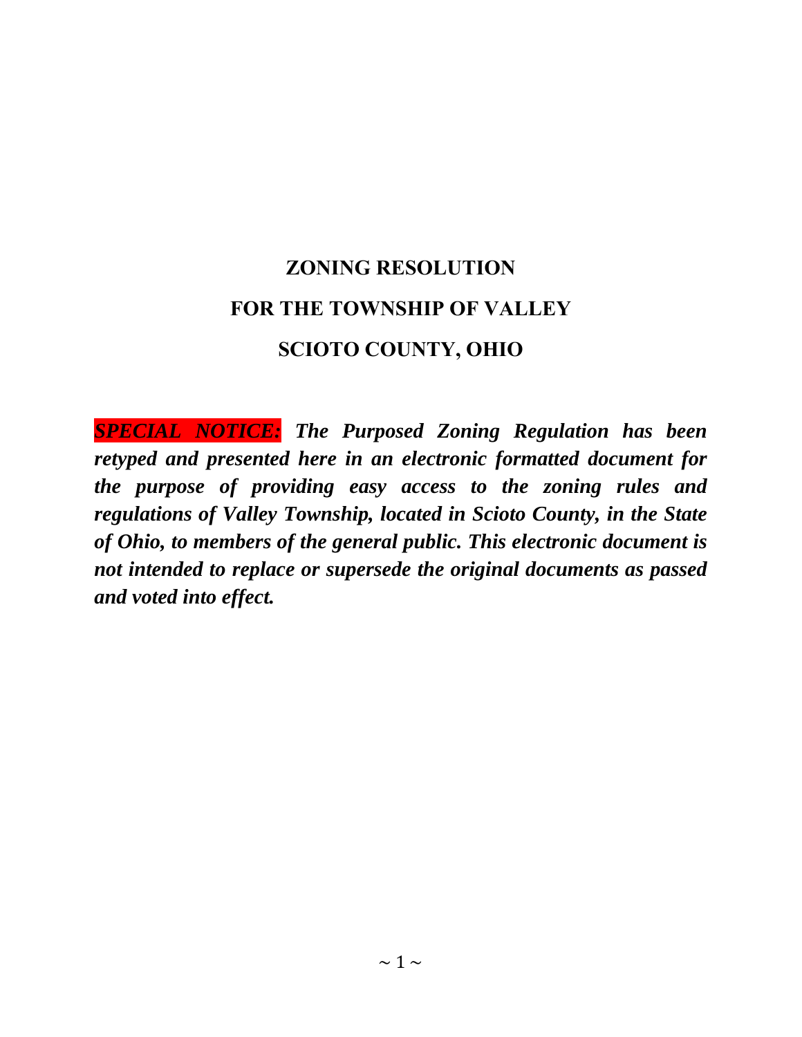# ZONING RESOLUTION
# FOR THE TOWNSHIP OF VALLEY
# SCIOTO COUNTY, OHIO

***SPECIAL NOTICE:*** ***The Purposed Zoning Regulation has been retyped and presented here in an electronic formatted document for the purpose of providing easy access to the zoning rules and regulations of Valley Township, located in Scioto County, in the State of Ohio, to members of the general public. This electronic document is not intended to replace or supersede the original documents as passed and voted into effect.***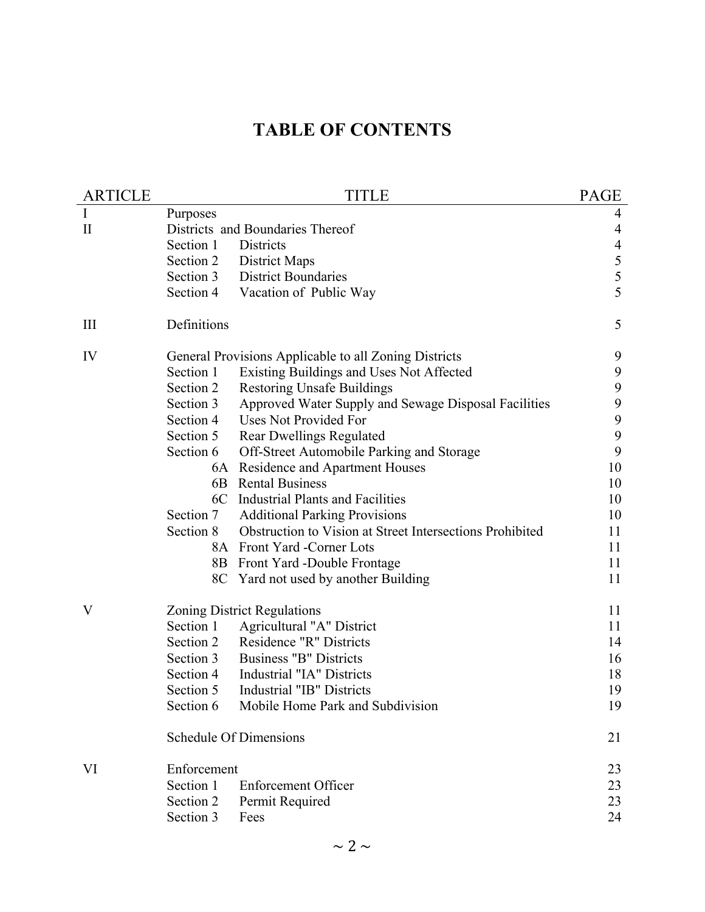# TABLE OF CONTENTS

| ARTICLE | TITLE | PAGE |
|---|---|---|
| I | Purposes | 4 |
| II | Districts and Boundaries Thereof | 4 |
| | Section 1 Districts | 4 |
| | Section 2 District Maps | 5 |
| | Section 3 District Boundaries | 5 |
| | Section 4 Vacation of Public Way | 5 |
| III | Definitions | 5 |
| IV | General Provisions Applicable to all Zoning Districts | 9 |
| | Section 1 Existing Buildings and Uses Not Affected | 9 |
| | Section 2 Restoring Unsafe Buildings | 9 |
| | Section 3 Approved Water Supply and Sewage Disposal Facilities | 9 |
| | Section 4 Uses Not Provided For | 9 |
| | Section 5 Rear Dwellings Regulated | 9 |
| | Section 6 Off-Street Automobile Parking and Storage | 9 |
| | 6A Residence and Apartment Houses | 10 |
| | 6B Rental Business | 10 |
| | 6C Industrial Plants and Facilities | 10 |
| | Section 7 Additional Parking Provisions | 10 |
| | Section 8 Obstruction to Vision at Street Intersections Prohibited | 11 |
| | 8A Front Yard -Corner Lots | 11 |
| | 8B Front Yard -Double Frontage | 11 |
| | 8C Yard not used by another Building | 11 |
| V | Zoning District Regulations | 11 |
| | Section 1 Agricultural "A" District | 11 |
| | Section 2 Residence "R" Districts | 14 |
| | Section 3 Business "B" Districts | 16 |
| | Section 4 Industrial "IA" Districts | 18 |
| | Section 5 Industrial "IB" Districts | 19 |
| | Section 6 Mobile Home Park and Subdivision | 19 |
| | Schedule Of Dimensions | 21 |
| VI | Enforcement | 23 |
| | Section 1 Enforcement Officer | 23 |
| | Section 2 Permit Required | 23 |
| | Section 3 Fees | 24 |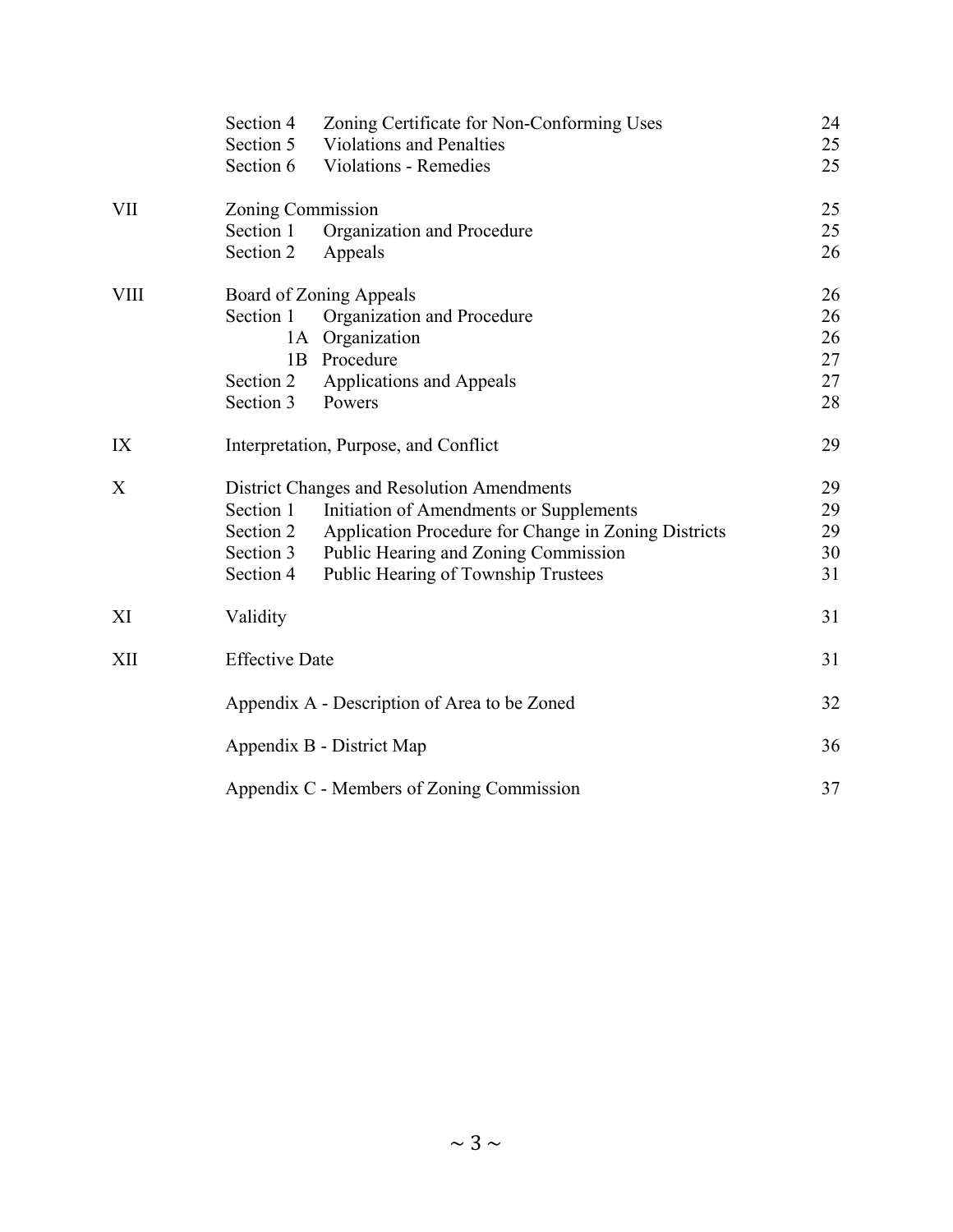| | | | |
|---|---|---|---|
| | Section 4 | Zoning Certificate for Non-Conforming Uses | 24 |
| | Section 5 | Violations and Penalties | 25 |
| | Section 6 | Violations - Remedies | 25 |
| VII | Zoning Commission | | 25 |
| | Section 1 | Organization and Procedure | 25 |
| | Section 2 | Appeals | 26 |
| VIII | Board of Zoning Appeals | | 26 |
| | Section 1 | Organization and Procedure | 26 |
| | 1A | Organization | 26 |
| | 1B | Procedure | 27 |
| | Section 2 | Applications and Appeals | 27 |
| | Section 3 | Powers | 28 |
| IX | Interpretation, Purpose, and Conflict | | 29 |
| X | District Changes and Resolution Amendments | | 29 |
| | Section 1 | Initiation of Amendments or Supplements | 29 |
| | Section 2 | Application Procedure for Change in Zoning Districts | 29 |
| | Section 3 | Public Hearing and Zoning Commission | 30 |
| | Section 4 | Public Hearing of Township Trustees | 31 |
| XI | Validity | | 31 |
| XII | Effective Date | | 31 |
| | Appendix A - Description of Area to be Zoned | | 32 |
| | Appendix B - District Map | | 36 |
| | Appendix C - Members of Zoning Commission | | 37 |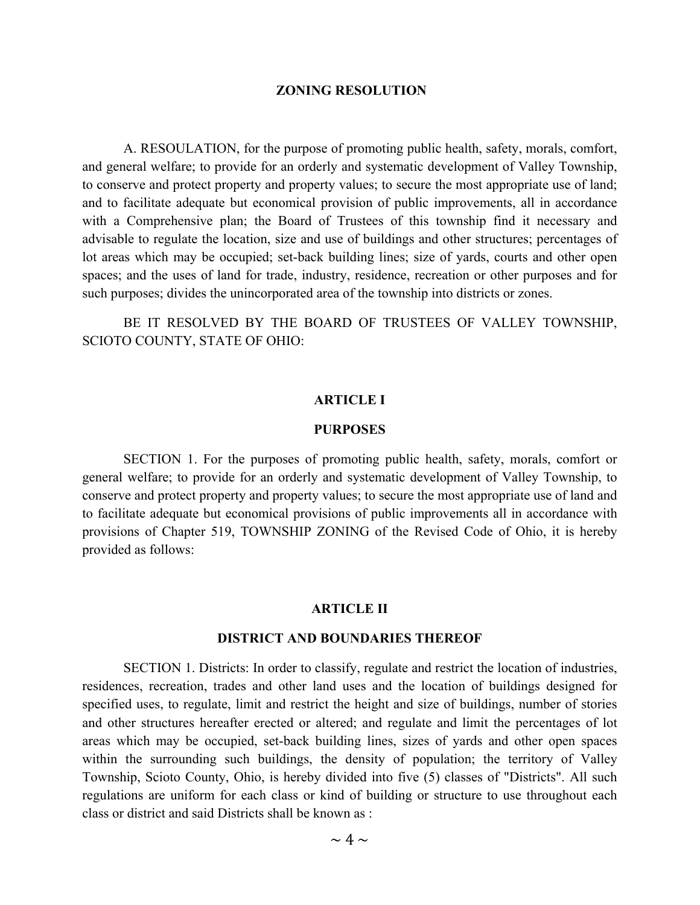## ZONING RESOLUTION

A. RESOULATION, for the purpose of promoting public health, safety, morals, comfort, and general welfare; to provide for an orderly and systematic development of Valley Township, to conserve and protect property and property values; to secure the most appropriate use of land; and to facilitate adequate but economical provision of public improvements, all in accordance with a Comprehensive plan; the Board of Trustees of this township find it necessary and advisable to regulate the location, size and use of buildings and other structures; percentages of lot areas which may be occupied; set-back building lines; size of yards, courts and other open spaces; and the uses of land for trade, industry, residence, recreation or other purposes and for such purposes; divides the unincorporated area of the township into districts or zones.

BE IT RESOLVED BY THE BOARD OF TRUSTEES OF VALLEY TOWNSHIP, SCIOTO COUNTY, STATE OF OHIO:

## ARTICLE I

## PURPOSES

SECTION 1. For the purposes of promoting public health, safety, morals, comfort or general welfare; to provide for an orderly and systematic development of Valley Township, to conserve and protect property and property values; to secure the most appropriate use of land and to facilitate adequate but economical provisions of public improvements all in accordance with provisions of Chapter 519, TOWNSHIP ZONING of the Revised Code of Ohio, it is hereby provided as follows:

## ARTICLE II

## DISTRICT AND BOUNDARIES THEREOF

SECTION 1. Districts: In order to classify, regulate and restrict the location of industries, residences, recreation, trades and other land uses and the location of buildings designed for specified uses, to regulate, limit and restrict the height and size of buildings, number of stories and other structures hereafter erected or altered; and regulate and limit the percentages of lot areas which may be occupied, set-back building lines, sizes of yards and other open spaces within the surrounding such buildings, the density of population; the territory of Valley Township, Scioto County, Ohio, is hereby divided into five (5) classes of "Districts". All such regulations are uniform for each class or kind of building or structure to use throughout each class or district and said Districts shall be known as :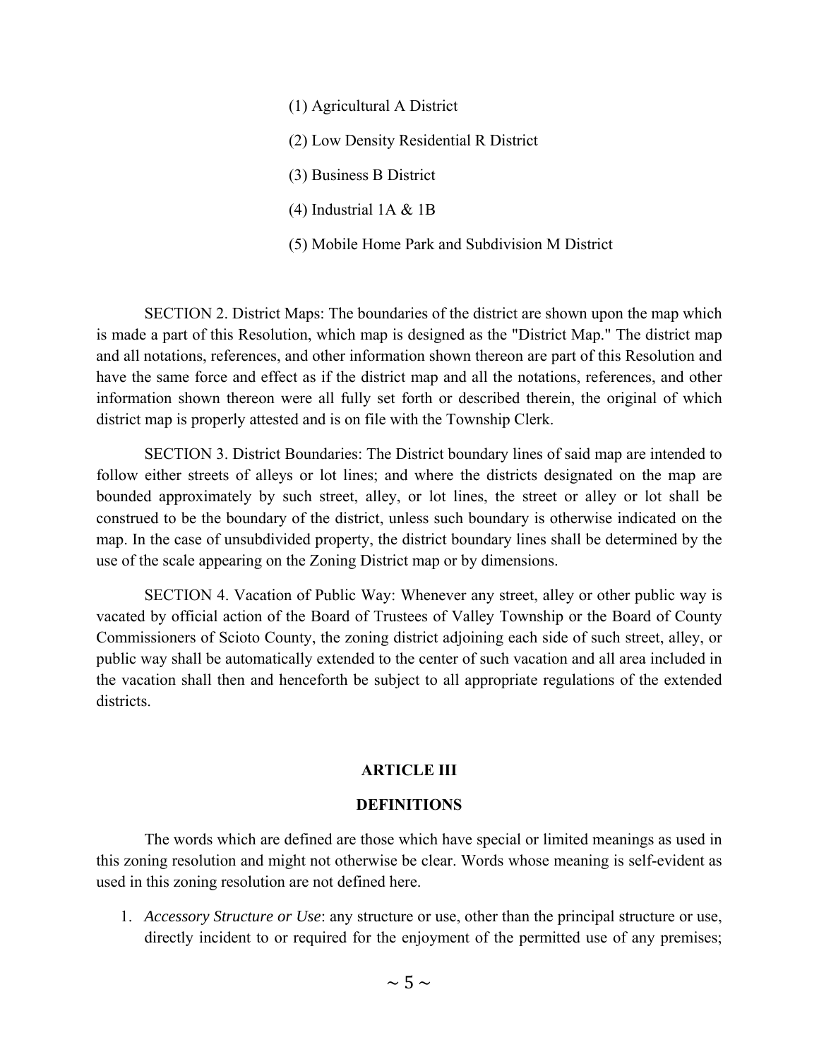(1) Agricultural A District

(2) Low Density Residential R District

(3) Business B District

(4) Industrial 1A & 1B

(5) Mobile Home Park and Subdivision M District

SECTION 2. District Maps: The boundaries of the district are shown upon the map which is made a part of this Resolution, which map is designed as the "District Map." The district map and all notations, references, and other information shown thereon are part of this Resolution and have the same force and effect as if the district map and all the notations, references, and other information shown thereon were all fully set forth or described therein, the original of which district map is properly attested and is on file with the Township Clerk.

SECTION 3. District Boundaries: The District boundary lines of said map are intended to follow either streets of alleys or lot lines; and where the districts designated on the map are bounded approximately by such street, alley, or lot lines, the street or alley or lot shall be construed to be the boundary of the district, unless such boundary is otherwise indicated on the map. In the case of unsubdivided property, the district boundary lines shall be determined by the use of the scale appearing on the Zoning District map or by dimensions.

SECTION 4. Vacation of Public Way: Whenever any street, alley or other public way is vacated by official action of the Board of Trustees of Valley Township or the Board of County Commissioners of Scioto County, the zoning district adjoining each side of such street, alley, or public way shall be automatically extended to the center of such vacation and all area included in the vacation shall then and henceforth be subject to all appropriate regulations of the extended districts.

## ARTICLE III

## DEFINITIONS

The words which are defined are those which have special or limited meanings as used in this zoning resolution and might not otherwise be clear. Words whose meaning is self-evident as used in this zoning resolution are not defined here.

1. *Accessory Structure or Use*: any structure or use, other than the principal structure or use, directly incident to or required for the enjoyment of the permitted use of any premises;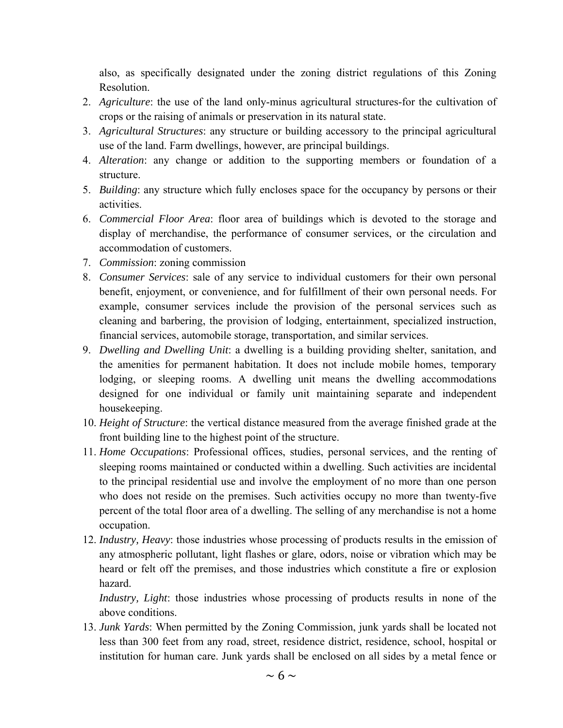also, as specifically designated under the zoning district regulations of this Zoning Resolution.

2. *Agriculture*: the use of the land only-minus agricultural structures-for the cultivation of crops or the raising of animals or preservation in its natural state.
3. *Agricultural Structures*: any structure or building accessory to the principal agricultural use of the land. Farm dwellings, however, are principal buildings.
4. *Alteration*: any change or addition to the supporting members or foundation of a structure.
5. *Building*: any structure which fully encloses space for the occupancy by persons or their activities.
6. *Commercial Floor Area*: floor area of buildings which is devoted to the storage and display of merchandise, the performance of consumer services, or the circulation and accommodation of customers.
7. *Commission*: zoning commission
8. *Consumer Services*: sale of any service to individual customers for their own personal benefit, enjoyment, or convenience, and for fulfillment of their own personal needs. For example, consumer services include the provision of the personal services such as cleaning and barbering, the provision of lodging, entertainment, specialized instruction, financial services, automobile storage, transportation, and similar services.
9. *Dwelling and Dwelling Unit*: a dwelling is a building providing shelter, sanitation, and the amenities for permanent habitation. It does not include mobile homes, temporary lodging, or sleeping rooms. A dwelling unit means the dwelling accommodations designed for one individual or family unit maintaining separate and independent housekeeping.
10. *Height of Structure*: the vertical distance measured from the average finished grade at the front building line to the highest point of the structure.
11. *Home Occupations*: Professional offices, studies, personal services, and the renting of sleeping rooms maintained or conducted within a dwelling. Such activities are incidental to the principal residential use and involve the employment of no more than one person who does not reside on the premises. Such activities occupy no more than twenty-five percent of the total floor area of a dwelling. The selling of any merchandise is not a home occupation.
12. *Industry, Heavy*: those industries whose processing of products results in the emission of any atmospheric pollutant, light flashes or glare, odors, noise or vibration which may be heard or felt off the premises, and those industries which constitute a fire or explosion hazard.

    *Industry, Light*: those industries whose processing of products results in none of the above conditions.
13. *Junk Yards*: When permitted by the Zoning Commission, junk yards shall be located not less than 300 feet from any road, street, residence district, residence, school, hospital or institution for human care. Junk yards shall be enclosed on all sides by a metal fence or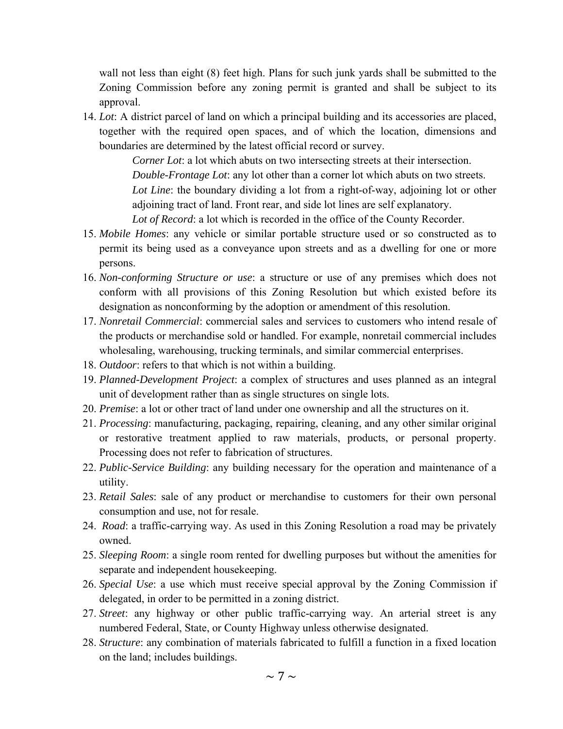wall not less than eight (8) feet high. Plans for such junk yards shall be submitted to the Zoning Commission before any zoning permit is granted and shall be subject to its approval.

14. *Lot*: A district parcel of land on which a principal building and its accessories are placed, together with the required open spaces, and of which the location, dimensions and boundaries are determined by the latest official record or survey.

    *Corner Lot*: a lot which abuts on two intersecting streets at their intersection.

    *Double-Frontage Lot*: any lot other than a corner lot which abuts on two streets.

    *Lot Line*: the boundary dividing a lot from a right-of-way, adjoining lot or other adjoining tract of land. Front rear, and side lot lines are self explanatory.

    *Lot of Record*: a lot which is recorded in the office of the County Recorder.

15. *Mobile Homes*: any vehicle or similar portable structure used or so constructed as to permit its being used as a conveyance upon streets and as a dwelling for one or more persons.
16. *Non-conforming Structure or use*: a structure or use of any premises which does not conform with all provisions of this Zoning Resolution but which existed before its designation as nonconforming by the adoption or amendment of this resolution.
17. *Nonretail Commercial*: commercial sales and services to customers who intend resale of the products or merchandise sold or handled. For example, nonretail commercial includes wholesaling, warehousing, trucking terminals, and similar commercial enterprises.
18. *Outdoor*: refers to that which is not within a building.
19. *Planned-Development Project*: a complex of structures and uses planned as an integral unit of development rather than as single structures on single lots.
20. *Premise*: a lot or other tract of land under one ownership and all the structures on it.
21. *Processing*: manufacturing, packaging, repairing, cleaning, and any other similar original or restorative treatment applied to raw materials, products, or personal property. Processing does not refer to fabrication of structures.
22. *Public-Service Building*: any building necessary for the operation and maintenance of a utility.
23. *Retail Sales*: sale of any product or merchandise to customers for their own personal consumption and use, not for resale.
24. *Road*: a traffic-carrying way. As used in this Zoning Resolution a road may be privately owned.
25. *Sleeping Room*: a single room rented for dwelling purposes but without the amenities for separate and independent housekeeping.
26. *Special Use*: a use which must receive special approval by the Zoning Commission if delegated, in order to be permitted in a zoning district.
27. *Street*: any highway or other public traffic-carrying way. An arterial street is any numbered Federal, State, or County Highway unless otherwise designated.
28. *Structure*: any combination of materials fabricated to fulfill a function in a fixed location on the land; includes buildings.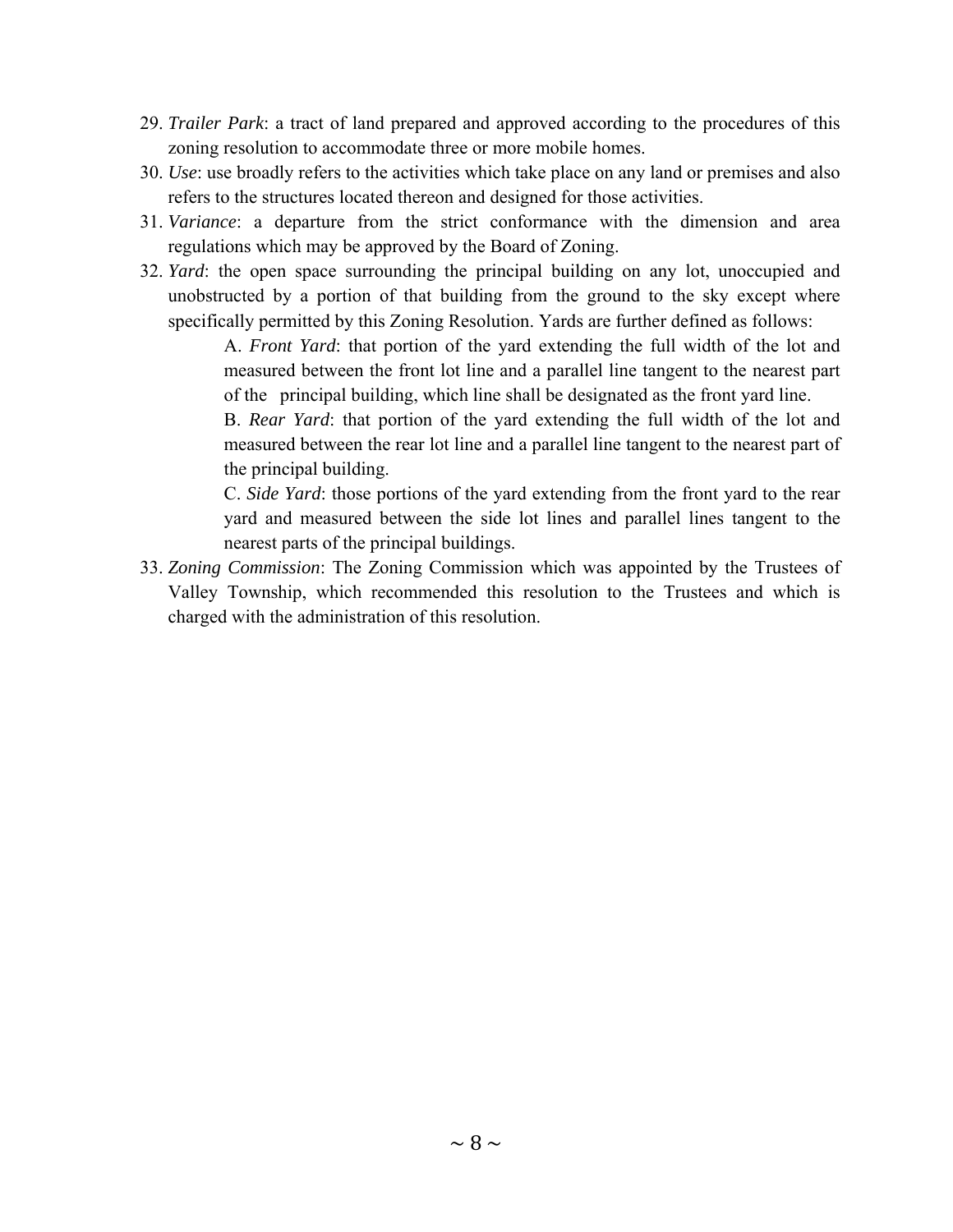29. *Trailer Park*: a tract of land prepared and approved according to the procedures of this zoning resolution to accommodate three or more mobile homes.
30. *Use*: use broadly refers to the activities which take place on any land or premises and also refers to the structures located thereon and designed for those activities.
31. *Variance*: a departure from the strict conformance with the dimension and area regulations which may be approved by the Board of Zoning.
32. *Yard*: the open space surrounding the principal building on any lot, unoccupied and unobstructed by a portion of that building from the ground to the sky except where specifically permitted by this Zoning Resolution. Yards are further defined as follows:

    A. *Front Yard*: that portion of the yard extending the full width of the lot and measured between the front lot line and a parallel line tangent to the nearest part of the principal building, which line shall be designated as the front yard line.

    B. *Rear Yard*: that portion of the yard extending the full width of the lot and measured between the rear lot line and a parallel line tangent to the nearest part of the principal building.

    C. *Side Yard*: those portions of the yard extending from the front yard to the rear yard and measured between the side lot lines and parallel lines tangent to the nearest parts of the principal buildings.
33. *Zoning Commission*: The Zoning Commission which was appointed by the Trustees of Valley Township, which recommended this resolution to the Trustees and which is charged with the administration of this resolution.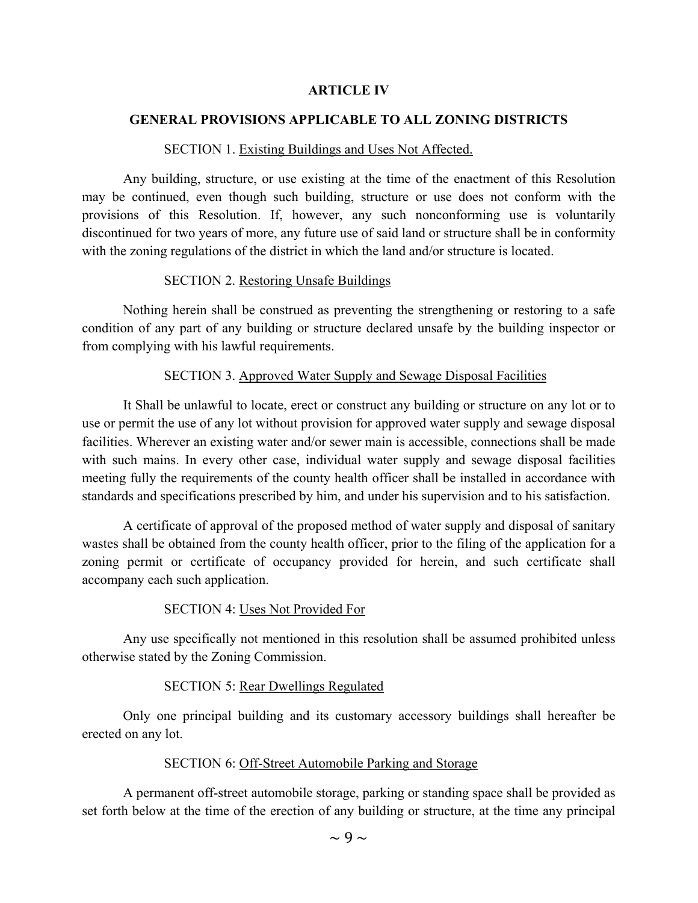# ARTICLE IV

## GENERAL PROVISIONS APPLICABLE TO ALL ZONING DISTRICTS

### SECTION 1. Existing Buildings and Uses Not Affected.

Any building, structure, or use existing at the time of the enactment of this Resolution may be continued, even though such building, structure or use does not conform with the provisions of this Resolution. If, however, any such nonconforming use is voluntarily discontinued for two years of more, any future use of said land or structure shall be in conformity with the zoning regulations of the district in which the land and/or structure is located.

### SECTION 2. Restoring Unsafe Buildings

Nothing herein shall be construed as preventing the strengthening or restoring to a safe condition of any part of any building or structure declared unsafe by the building inspector or from complying with his lawful requirements.

### SECTION 3. Approved Water Supply and Sewage Disposal Facilities

It Shall be unlawful to locate, erect or construct any building or structure on any lot or to use or permit the use of any lot without provision for approved water supply and sewage disposal facilities. Wherever an existing water and/or sewer main is accessible, connections shall be made with such mains. In every other case, individual water supply and sewage disposal facilities meeting fully the requirements of the county health officer shall be installed in accordance with standards and specifications prescribed by him, and under his supervision and to his satisfaction.

A certificate of approval of the proposed method of water supply and disposal of sanitary wastes shall be obtained from the county health officer, prior to the filing of the application for a zoning permit or certificate of occupancy provided for herein, and such certificate shall accompany each such application.

### SECTION 4: Uses Not Provided For

Any use specifically not mentioned in this resolution shall be assumed prohibited unless otherwise stated by the Zoning Commission.

### SECTION 5: Rear Dwellings Regulated

Only one principal building and its customary accessory buildings shall hereafter be erected on any lot.

### SECTION 6: Off-Street Automobile Parking and Storage

A permanent off-street automobile storage, parking or standing space shall be provided as set forth below at the time of the erection of any building or structure, at the time any principal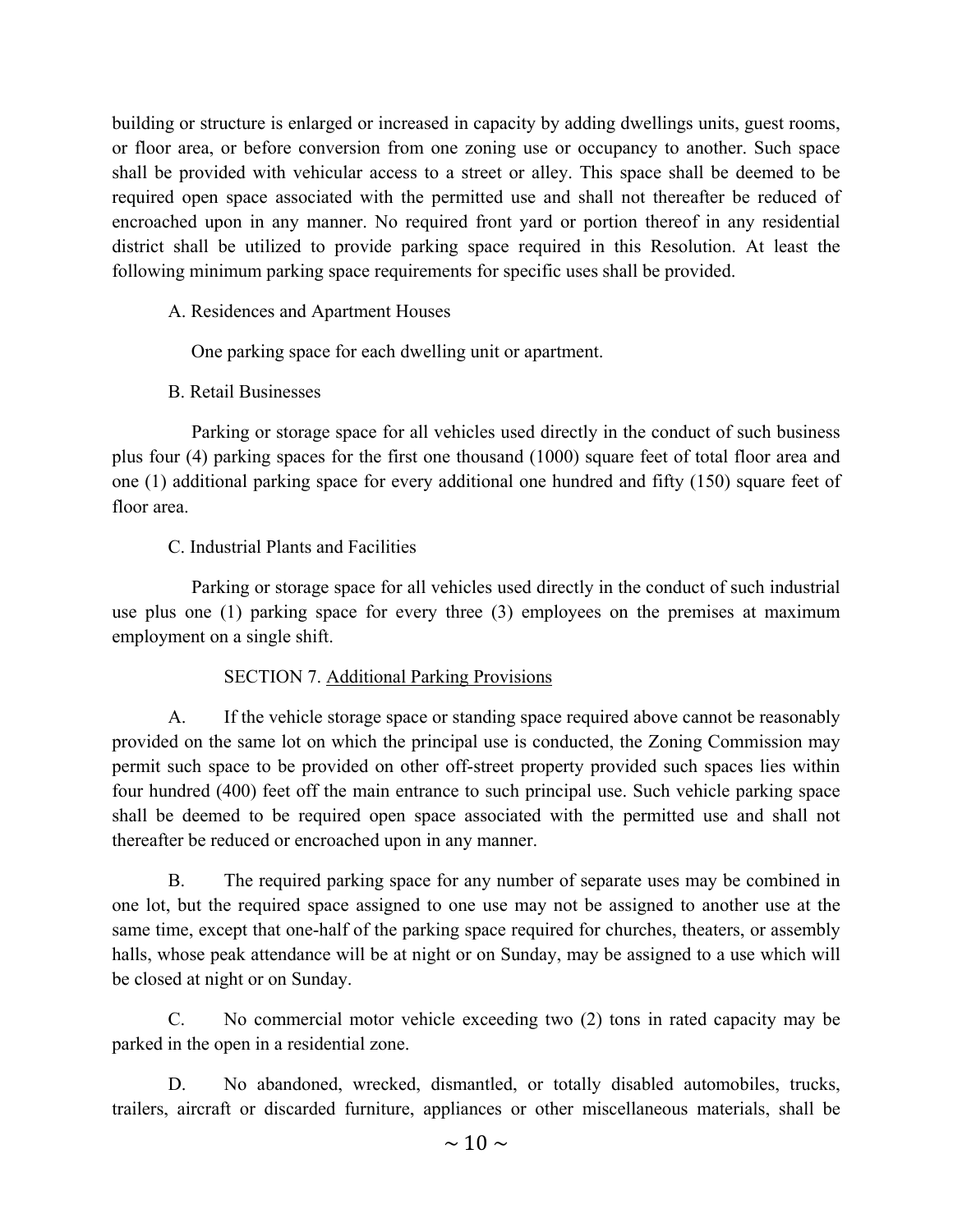building or structure is enlarged or increased in capacity by adding dwellings units, guest rooms, or floor area, or before conversion from one zoning use or occupancy to another. Such space shall be provided with vehicular access to a street or alley. This space shall be deemed to be required open space associated with the permitted use and shall not thereafter be reduced of encroached upon in any manner. No required front yard or portion thereof in any residential district shall be utilized to provide parking space required in this Resolution. At least the following minimum parking space requirements for specific uses shall be provided.

A. Residences and Apartment Houses

One parking space for each dwelling unit or apartment.

B. Retail Businesses

Parking or storage space for all vehicles used directly in the conduct of such business plus four (4) parking spaces for the first one thousand (1000) square feet of total floor area and one (1) additional parking space for every additional one hundred and fifty (150) square feet of floor area.

C. Industrial Plants and Facilities

Parking or storage space for all vehicles used directly in the conduct of such industrial use plus one (1) parking space for every three (3) employees on the premises at maximum employment on a single shift.

SECTION 7. <u>Additional Parking Provisions</u>

A. If the vehicle storage space or standing space required above cannot be reasonably provided on the same lot on which the principal use is conducted, the Zoning Commission may permit such space to be provided on other off-street property provided such spaces lies within four hundred (400) feet off the main entrance to such principal use. Such vehicle parking space shall be deemed to be required open space associated with the permitted use and shall not thereafter be reduced or encroached upon in any manner.

B. The required parking space for any number of separate uses may be combined in one lot, but the required space assigned to one use may not be assigned to another use at the same time, except that one-half of the parking space required for churches, theaters, or assembly halls, whose peak attendance will be at night or on Sunday, may be assigned to a use which will be closed at night or on Sunday.

C. No commercial motor vehicle exceeding two (2) tons in rated capacity may be parked in the open in a residential zone.

D. No abandoned, wrecked, dismantled, or totally disabled automobiles, trucks, trailers, aircraft or discarded furniture, appliances or other miscellaneous materials, shall be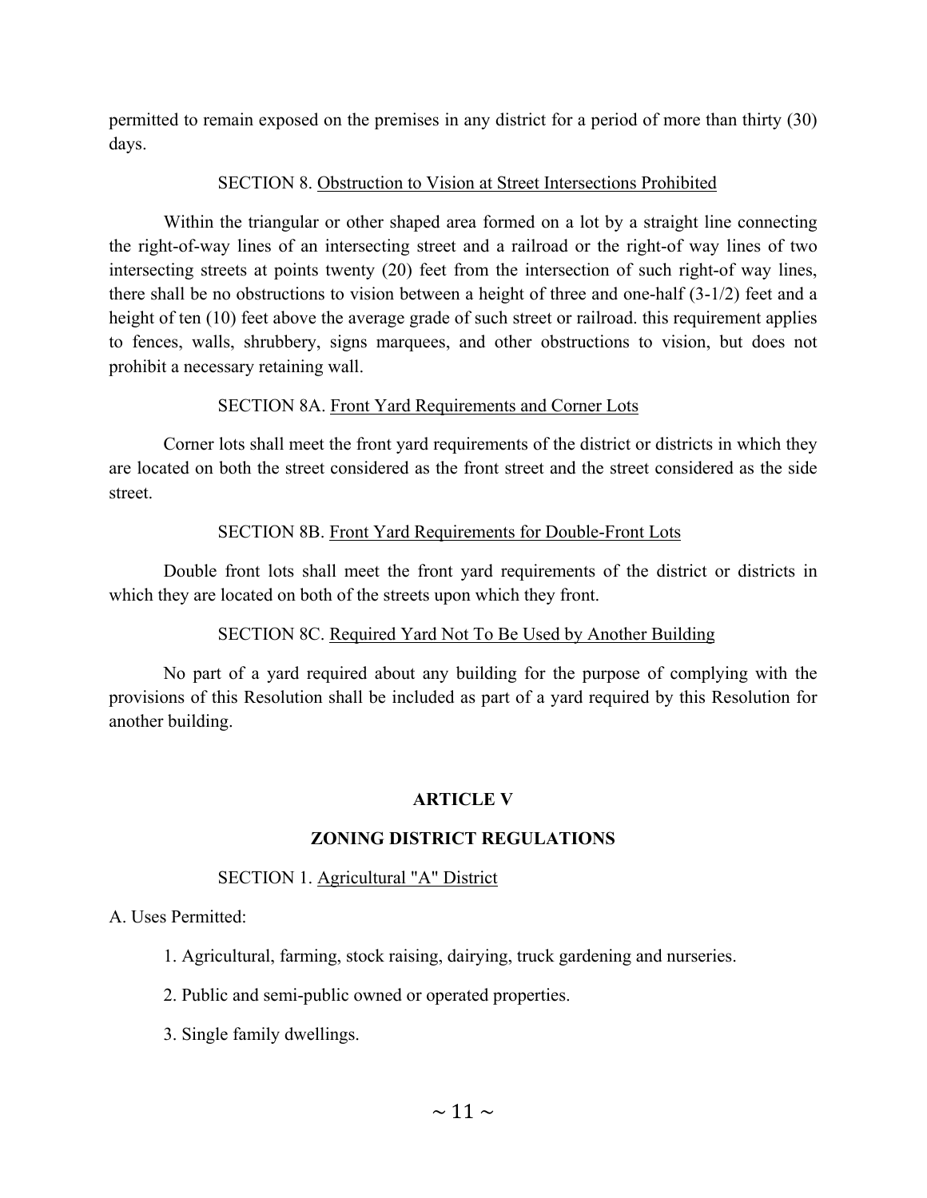permitted to remain exposed on the premises in any district for a period of more than thirty (30) days.

SECTION 8. Obstruction to Vision at Street Intersections Prohibited

Within the triangular or other shaped area formed on a lot by a straight line connecting the right-of-way lines of an intersecting street and a railroad or the right-of way lines of two intersecting streets at points twenty (20) feet from the intersection of such right-of way lines, there shall be no obstructions to vision between a height of three and one-half (3-1/2) feet and a height of ten (10) feet above the average grade of such street or railroad. this requirement applies to fences, walls, shrubbery, signs marquees, and other obstructions to vision, but does not prohibit a necessary retaining wall.

SECTION 8A. Front Yard Requirements and Corner Lots

Corner lots shall meet the front yard requirements of the district or districts in which they are located on both the street considered as the front street and the street considered as the side street.

SECTION 8B. Front Yard Requirements for Double-Front Lots

Double front lots shall meet the front yard requirements of the district or districts in which they are located on both of the streets upon which they front.

SECTION 8C. Required Yard Not To Be Used by Another Building

No part of a yard required about any building for the purpose of complying with the provisions of this Resolution shall be included as part of a yard required by this Resolution for another building.

## ARTICLE V

## ZONING DISTRICT REGULATIONS

SECTION 1. Agricultural "A" District

A. Uses Permitted:

1. Agricultural, farming, stock raising, dairying, truck gardening and nurseries.

2. Public and semi-public owned or operated properties.

3. Single family dwellings.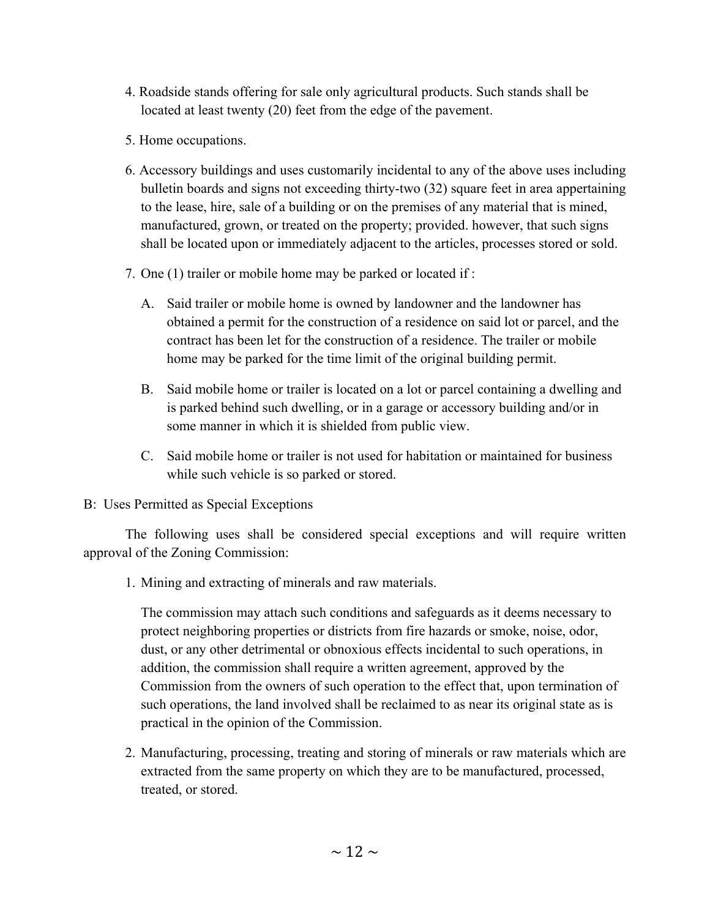4. Roadside stands offering for sale only agricultural products. Such stands shall be located at least twenty (20) feet from the edge of the pavement.

5. Home occupations.

6. Accessory buildings and uses customarily incidental to any of the above uses including bulletin boards and signs not exceeding thirty-two (32) square feet in area appertaining to the lease, hire, sale of a building or on the premises of any material that is mined, manufactured, grown, or treated on the property; provided. however, that such signs shall be located upon or immediately adjacent to the articles, processes stored or sold.

7. One (1) trailer or mobile home may be parked or located if :

   A. Said trailer or mobile home is owned by landowner and the landowner has obtained a permit for the construction of a residence on said lot or parcel, and the contract has been let for the construction of a residence. The trailer or mobile home may be parked for the time limit of the original building permit.

   B. Said mobile home or trailer is located on a lot or parcel containing a dwelling and is parked behind such dwelling, or in a garage or accessory building and/or in some manner in which it is shielded from public view.

   C. Said mobile home or trailer is not used for habitation or maintained for business while such vehicle is so parked or stored.

B: Uses Permitted as Special Exceptions

The following uses shall be considered special exceptions and will require written approval of the Zoning Commission:

1. Mining and extracting of minerals and raw materials.

   The commission may attach such conditions and safeguards as it deems necessary to protect neighboring properties or districts from fire hazards or smoke, noise, odor, dust, or any other detrimental or obnoxious effects incidental to such operations, in addition, the commission shall require a written agreement, approved by the Commission from the owners of such operation to the effect that, upon termination of such operations, the land involved shall be reclaimed to as near its original state as is practical in the opinion of the Commission.

2. Manufacturing, processing, treating and storing of minerals or raw materials which are extracted from the same property on which they are to be manufactured, processed, treated, or stored.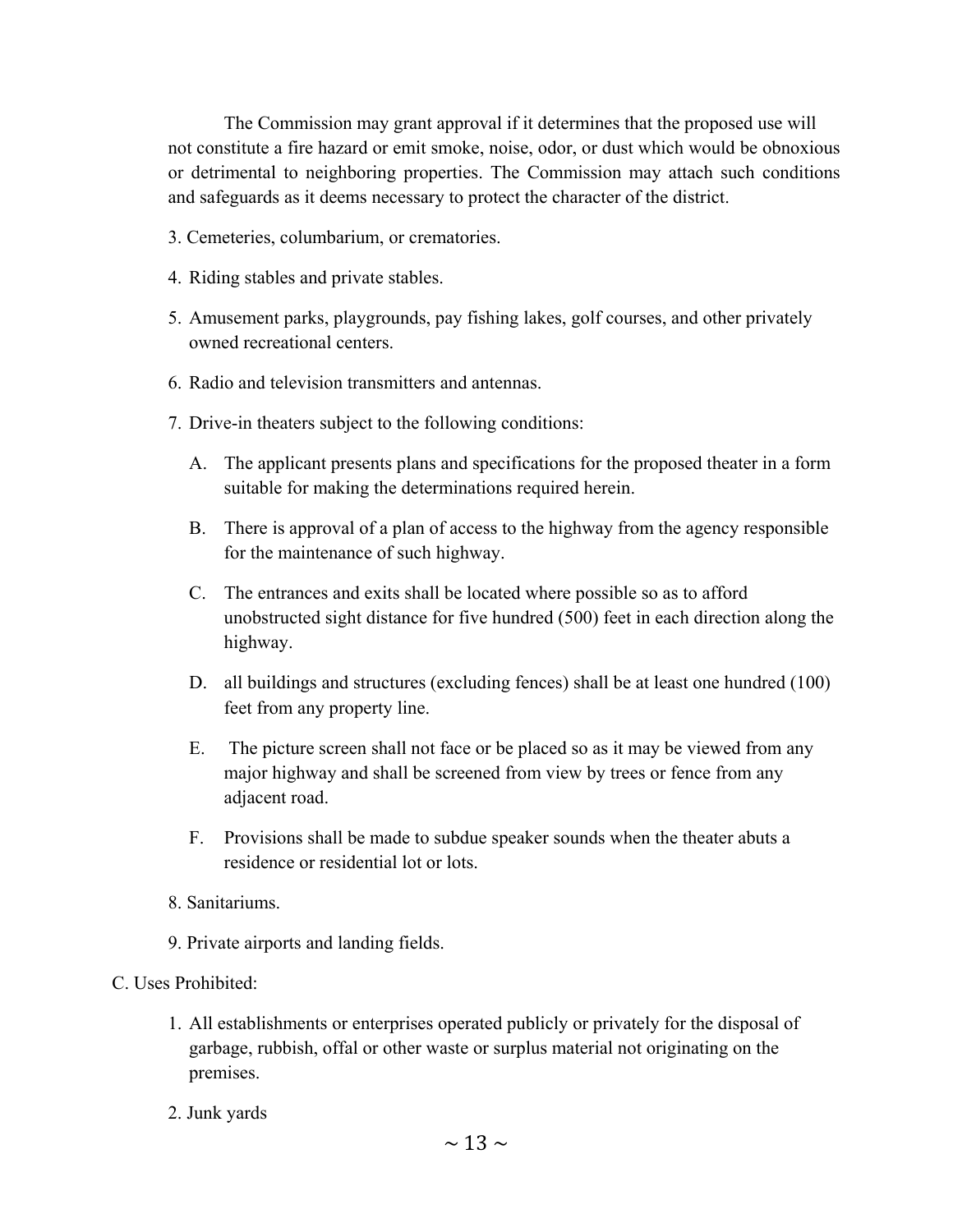The Commission may grant approval if it determines that the proposed use will not constitute a fire hazard or emit smoke, noise, odor, or dust which would be obnoxious or detrimental to neighboring properties. The Commission may attach such conditions and safeguards as it deems necessary to protect the character of the district.

3. Cemeteries, columbarium, or crematories.

4. Riding stables and private stables.

5. Amusement parks, playgrounds, pay fishing lakes, golf courses, and other privately owned recreational centers.

6. Radio and television transmitters and antennas.

7. Drive-in theaters subject to the following conditions:

   A. The applicant presents plans and specifications for the proposed theater in a form suitable for making the determinations required herein.

   B. There is approval of a plan of access to the highway from the agency responsible for the maintenance of such highway.

   C. The entrances and exits shall be located where possible so as to afford unobstructed sight distance for five hundred (500) feet in each direction along the highway.

   D. all buildings and structures (excluding fences) shall be at least one hundred (100) feet from any property line.

   E. The picture screen shall not face or be placed so as it may be viewed from any major highway and shall be screened from view by trees or fence from any adjacent road.

   F. Provisions shall be made to subdue speaker sounds when the theater abuts a residence or residential lot or lots.

8. Sanitariums.

9. Private airports and landing fields.

C. Uses Prohibited:

1. All establishments or enterprises operated publicly or privately for the disposal of garbage, rubbish, offal or other waste or surplus material not originating on the premises.

2. Junk yards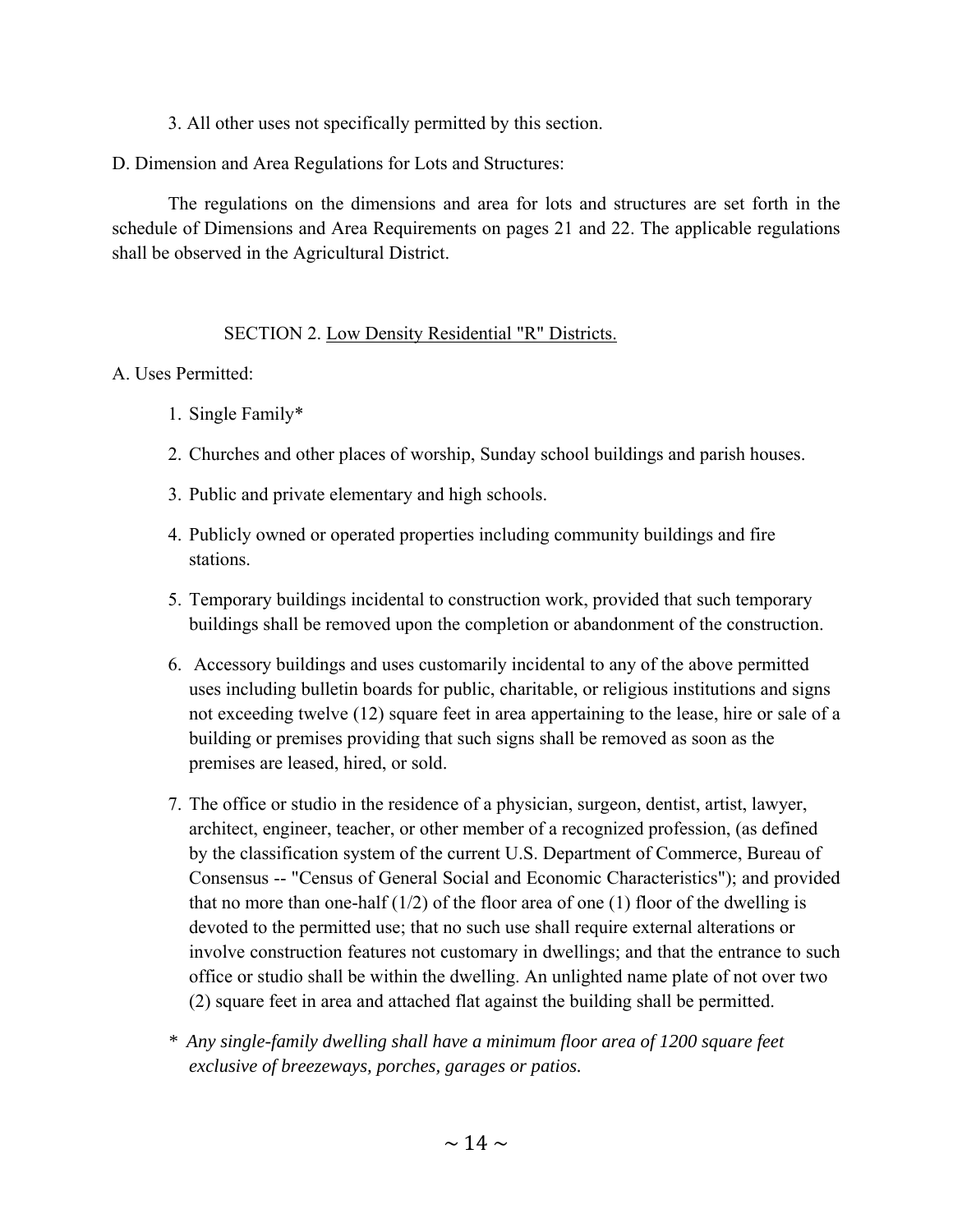3. All other uses not specifically permitted by this section.

D. Dimension and Area Regulations for Lots and Structures:

The regulations on the dimensions and area for lots and structures are set forth in the schedule of Dimensions and Area Requirements on pages 21 and 22. The applicable regulations shall be observed in the Agricultural District.

## SECTION 2. Low Density Residential "R" Districts.

A. Uses Permitted:

1. Single Family*
2. Churches and other places of worship, Sunday school buildings and parish houses.
3. Public and private elementary and high schools.
4. Publicly owned or operated properties including community buildings and fire stations.
5. Temporary buildings incidental to construction work, provided that such temporary buildings shall be removed upon the completion or abandonment of the construction.
6. Accessory buildings and uses customarily incidental to any of the above permitted uses including bulletin boards for public, charitable, or religious institutions and signs not exceeding twelve (12) square feet in area appertaining to the lease, hire or sale of a building or premises providing that such signs shall be removed as soon as the premises are leased, hired, or sold.
7. The office or studio in the residence of a physician, surgeon, dentist, artist, lawyer, architect, engineer, teacher, or other member of a recognized profession, (as defined by the classification system of the current U.S. Department of Commerce, Bureau of Consensus -- "Census of General Social and Economic Characteristics"); and provided that no more than one-half (1/2) of the floor area of one (1) floor of the dwelling is devoted to the permitted use; that no such use shall require external alterations or involve construction features not customary in dwellings; and that the entrance to such office or studio shall be within the dwelling. An unlighted name plate of not over two (2) square feet in area and attached flat against the building shall be permitted.

\* *Any single-family dwelling shall have a minimum floor area of 1200 square feet exclusive of breezeways, porches, garages or patios.*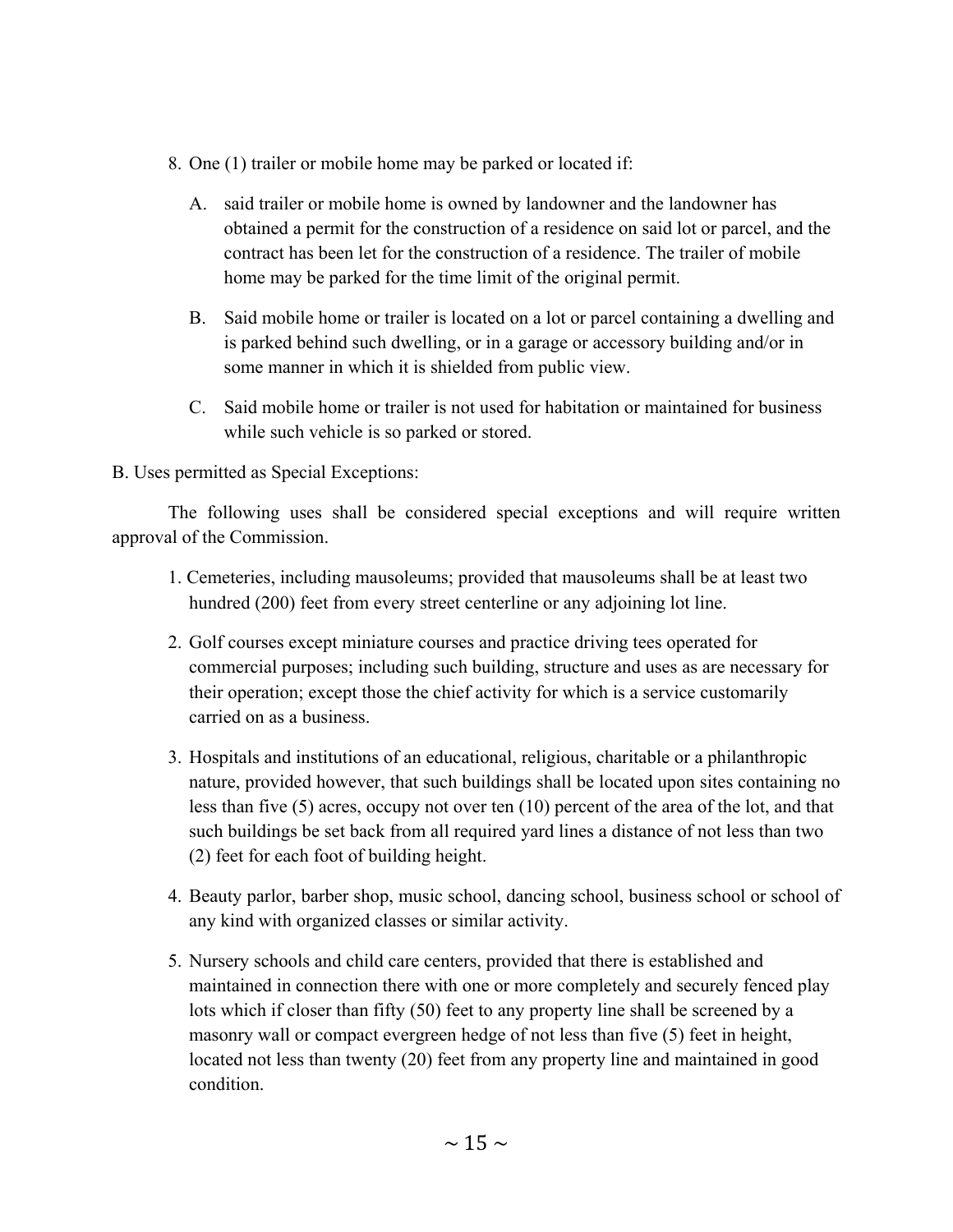8. One (1) trailer or mobile home may be parked or located if:

   A. said trailer or mobile home is owned by landowner and the landowner has obtained a permit for the construction of a residence on said lot or parcel, and the contract has been let for the construction of a residence. The trailer of mobile home may be parked for the time limit of the original permit.

   B. Said mobile home or trailer is located on a lot or parcel containing a dwelling and is parked behind such dwelling, or in a garage or accessory building and/or in some manner in which it is shielded from public view.

   C. Said mobile home or trailer is not used for habitation or maintained for business while such vehicle is so parked or stored.

B. Uses permitted as Special Exceptions:

The following uses shall be considered special exceptions and will require written approval of the Commission.

1. Cemeteries, including mausoleums; provided that mausoleums shall be at least two hundred (200) feet from every street centerline or any adjoining lot line.

2. Golf courses except miniature courses and practice driving tees operated for commercial purposes; including such building, structure and uses as are necessary for their operation; except those the chief activity for which is a service customarily carried on as a business.

3. Hospitals and institutions of an educational, religious, charitable or a philanthropic nature, provided however, that such buildings shall be located upon sites containing no less than five (5) acres, occupy not over ten (10) percent of the area of the lot, and that such buildings be set back from all required yard lines a distance of not less than two (2) feet for each foot of building height.

4. Beauty parlor, barber shop, music school, dancing school, business school or school of any kind with organized classes or similar activity.

5. Nursery schools and child care centers, provided that there is established and maintained in connection there with one or more completely and securely fenced play lots which if closer than fifty (50) feet to any property line shall be screened by a masonry wall or compact evergreen hedge of not less than five (5) feet in height, located not less than twenty (20) feet from any property line and maintained in good condition.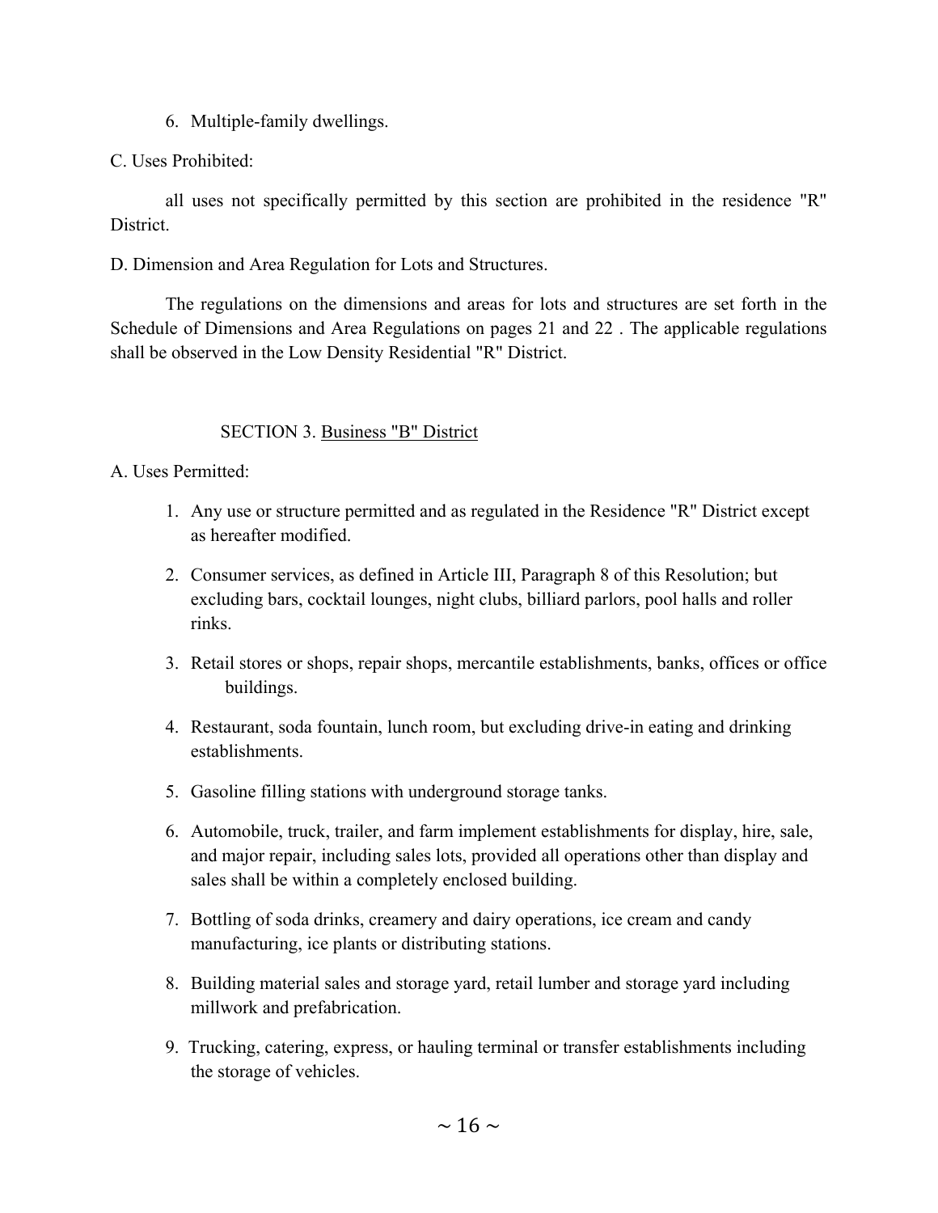6. Multiple-family dwellings.

C. Uses Prohibited:

all uses not specifically permitted by this section are prohibited in the residence "R" District.

D. Dimension and Area Regulation for Lots and Structures.

The regulations on the dimensions and areas for lots and structures are set forth in the Schedule of Dimensions and Area Regulations on pages 21 and 22 . The applicable regulations shall be observed in the Low Density Residential "R" District.

## SECTION 3. Business "B" District

A. Uses Permitted:

1. Any use or structure permitted and as regulated in the Residence "R" District except as hereafter modified.
2. Consumer services, as defined in Article III, Paragraph 8 of this Resolution; but excluding bars, cocktail lounges, night clubs, billiard parlors, pool halls and roller rinks.
3. Retail stores or shops, repair shops, mercantile establishments, banks, offices or office buildings.
4. Restaurant, soda fountain, lunch room, but excluding drive-in eating and drinking establishments.
5. Gasoline filling stations with underground storage tanks.
6. Automobile, truck, trailer, and farm implement establishments for display, hire, sale, and major repair, including sales lots, provided all operations other than display and sales shall be within a completely enclosed building.
7. Bottling of soda drinks, creamery and dairy operations, ice cream and candy manufacturing, ice plants or distributing stations.
8. Building material sales and storage yard, retail lumber and storage yard including millwork and prefabrication.
9. Trucking, catering, express, or hauling terminal or transfer establishments including the storage of vehicles.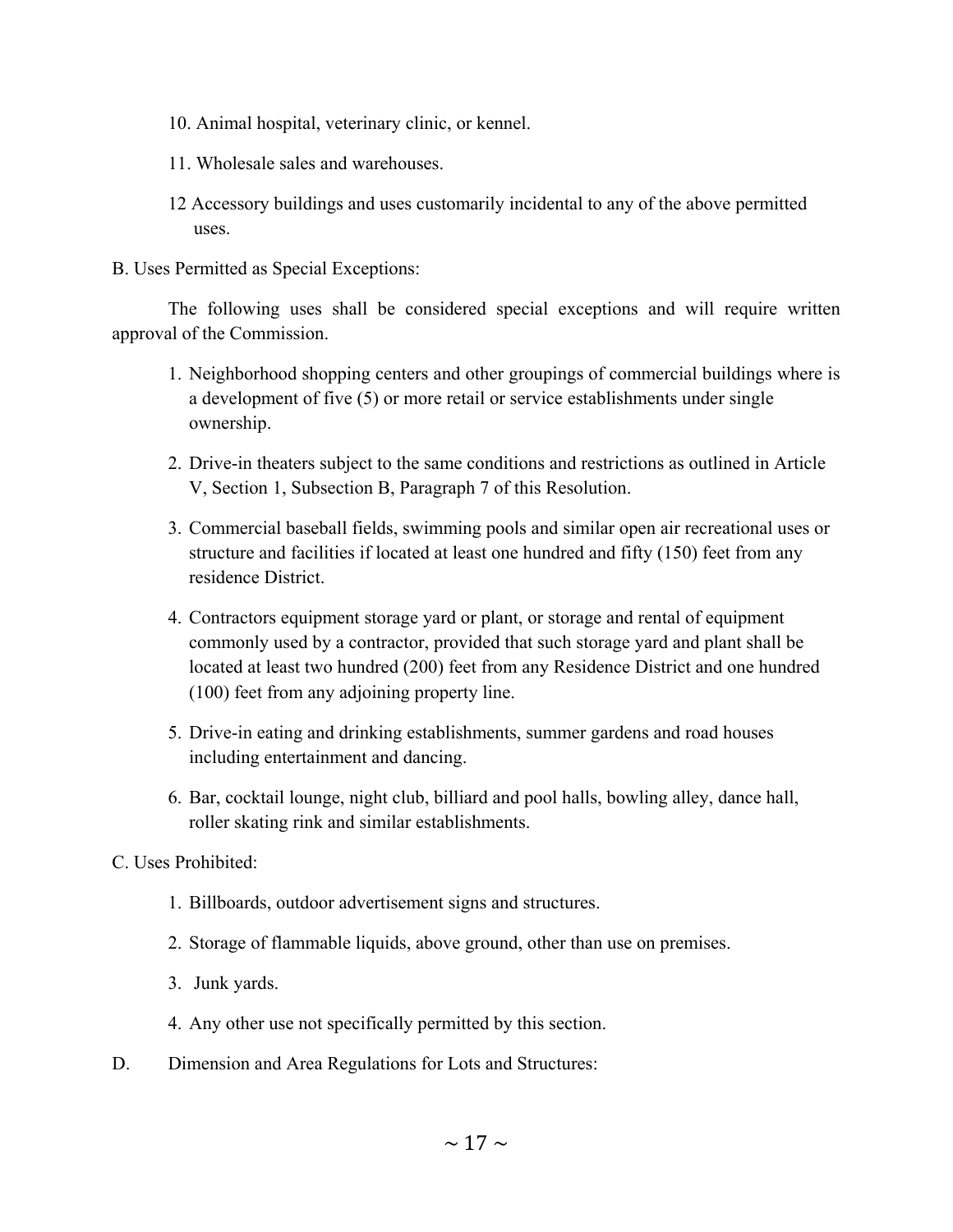10. Animal hospital, veterinary clinic, or kennel.

11. Wholesale sales and warehouses.

12 Accessory buildings and uses customarily incidental to any of the above permitted uses.

B. Uses Permitted as Special Exceptions:

The following uses shall be considered special exceptions and will require written approval of the Commission.

1. Neighborhood shopping centers and other groupings of commercial buildings where is a development of five (5) or more retail or service establishments under single ownership.

2. Drive-in theaters subject to the same conditions and restrictions as outlined in Article V, Section 1, Subsection B, Paragraph 7 of this Resolution.

3. Commercial baseball fields, swimming pools and similar open air recreational uses or structure and facilities if located at least one hundred and fifty (150) feet from any residence District.

4. Contractors equipment storage yard or plant, or storage and rental of equipment commonly used by a contractor, provided that such storage yard and plant shall be located at least two hundred (200) feet from any Residence District and one hundred (100) feet from any adjoining property line.

5. Drive-in eating and drinking establishments, summer gardens and road houses including entertainment and dancing.

6. Bar, cocktail lounge, night club, billiard and pool halls, bowling alley, dance hall, roller skating rink and similar establishments.

C. Uses Prohibited:

1. Billboards, outdoor advertisement signs and structures.

2. Storage of flammable liquids, above ground, other than use on premises.

3. Junk yards.

4. Any other use not specifically permitted by this section.

D. Dimension and Area Regulations for Lots and Structures: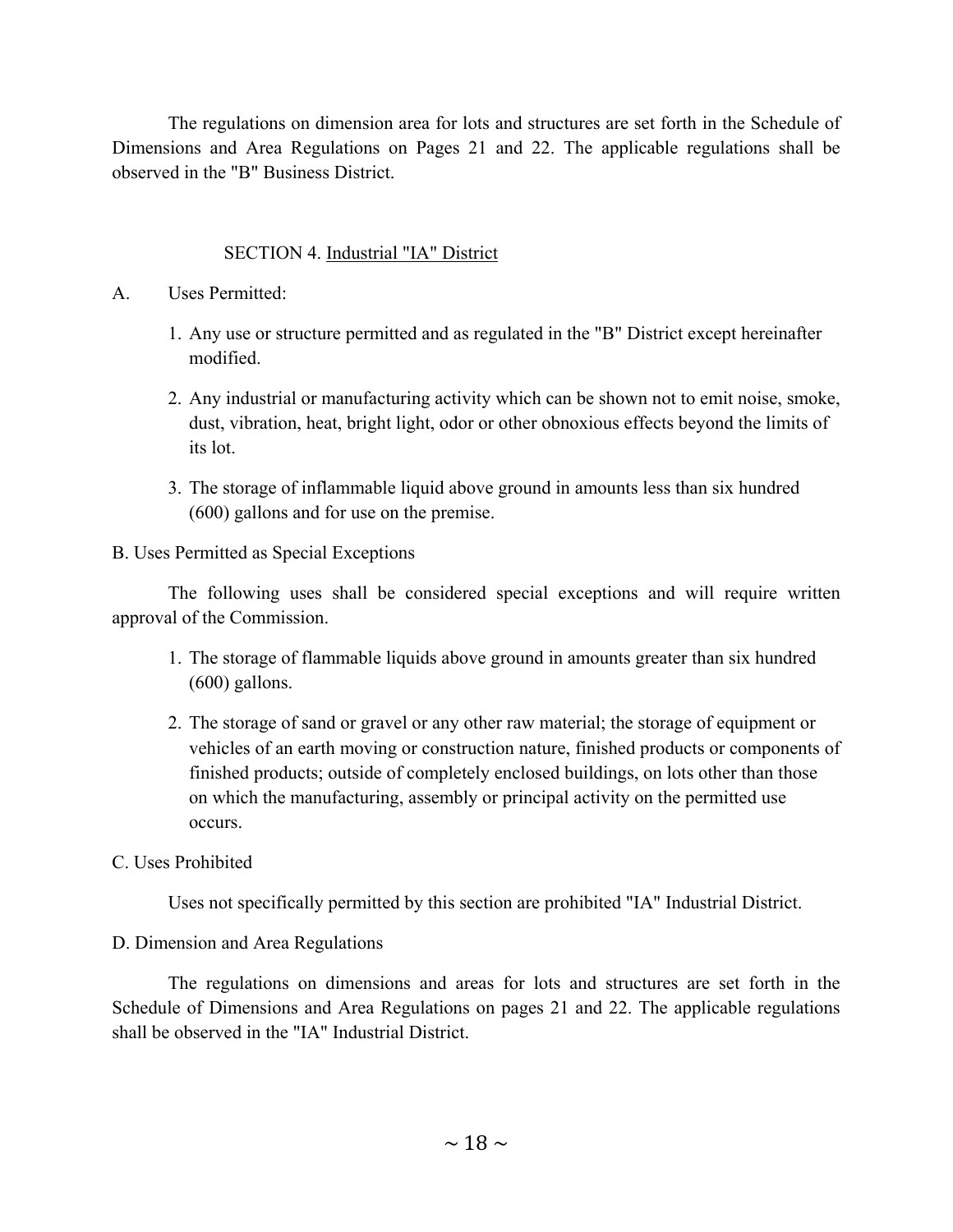The regulations on dimension area for lots and structures are set forth in the Schedule of Dimensions and Area Regulations on Pages 21 and 22. The applicable regulations shall be observed in the "B" Business District.

## SECTION 4. Industrial "IA" District

A. Uses Permitted:

1. Any use or structure permitted and as regulated in the "B" District except hereinafter modified.
2. Any industrial or manufacturing activity which can be shown not to emit noise, smoke, dust, vibration, heat, bright light, odor or other obnoxious effects beyond the limits of its lot.
3. The storage of inflammable liquid above ground in amounts less than six hundred (600) gallons and for use on the premise.

B. Uses Permitted as Special Exceptions

The following uses shall be considered special exceptions and will require written approval of the Commission.

1. The storage of flammable liquids above ground in amounts greater than six hundred (600) gallons.
2. The storage of sand or gravel or any other raw material; the storage of equipment or vehicles of an earth moving or construction nature, finished products or components of finished products; outside of completely enclosed buildings, on lots other than those on which the manufacturing, assembly or principal activity on the permitted use occurs.

C. Uses Prohibited

Uses not specifically permitted by this section are prohibited "IA" Industrial District.

D. Dimension and Area Regulations

The regulations on dimensions and areas for lots and structures are set forth in the Schedule of Dimensions and Area Regulations on pages 21 and 22. The applicable regulations shall be observed in the "IA" Industrial District.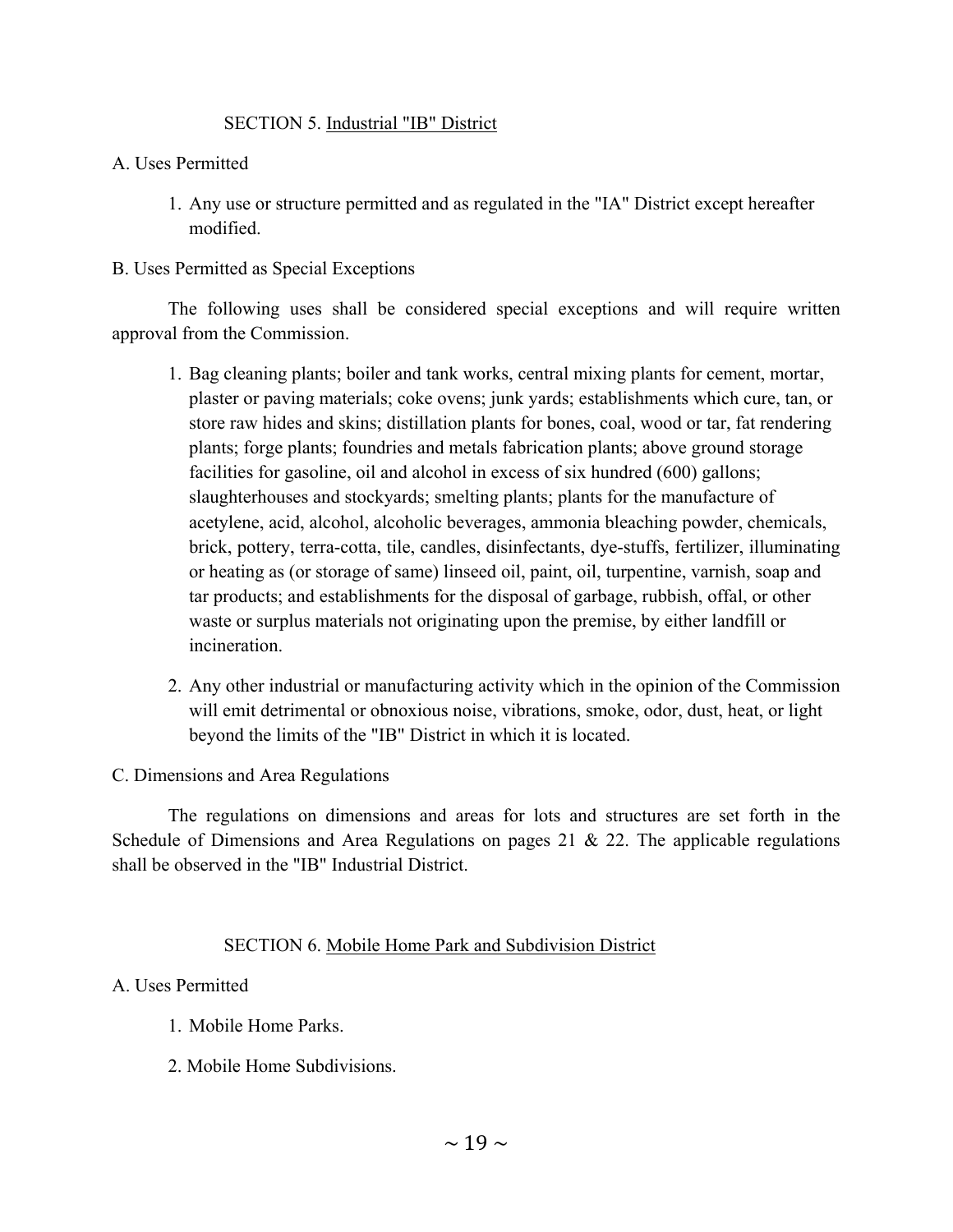## SECTION 5. Industrial "IB" District

A. Uses Permitted

1. Any use or structure permitted and as regulated in the "IA" District except hereafter modified.

B. Uses Permitted as Special Exceptions

The following uses shall be considered special exceptions and will require written approval from the Commission.

1. Bag cleaning plants; boiler and tank works, central mixing plants for cement, mortar, plaster or paving materials; coke ovens; junk yards; establishments which cure, tan, or store raw hides and skins; distillation plants for bones, coal, wood or tar, fat rendering plants; forge plants; foundries and metals fabrication plants; above ground storage facilities for gasoline, oil and alcohol in excess of six hundred (600) gallons; slaughterhouses and stockyards; smelting plants; plants for the manufacture of acetylene, acid, alcohol, alcoholic beverages, ammonia bleaching powder, chemicals, brick, pottery, terra-cotta, tile, candles, disinfectants, dye-stuffs, fertilizer, illuminating or heating as (or storage of same) linseed oil, paint, oil, turpentine, varnish, soap and tar products; and establishments for the disposal of garbage, rubbish, offal, or other waste or surplus materials not originating upon the premise, by either landfill or incineration.

2. Any other industrial or manufacturing activity which in the opinion of the Commission will emit detrimental or obnoxious noise, vibrations, smoke, odor, dust, heat, or light beyond the limits of the "IB" District in which it is located.

C. Dimensions and Area Regulations

The regulations on dimensions and areas for lots and structures are set forth in the Schedule of Dimensions and Area Regulations on pages 21 & 22. The applicable regulations shall be observed in the "IB" Industrial District.

## SECTION 6. Mobile Home Park and Subdivision District

A. Uses Permitted

1. Mobile Home Parks.

2. Mobile Home Subdivisions.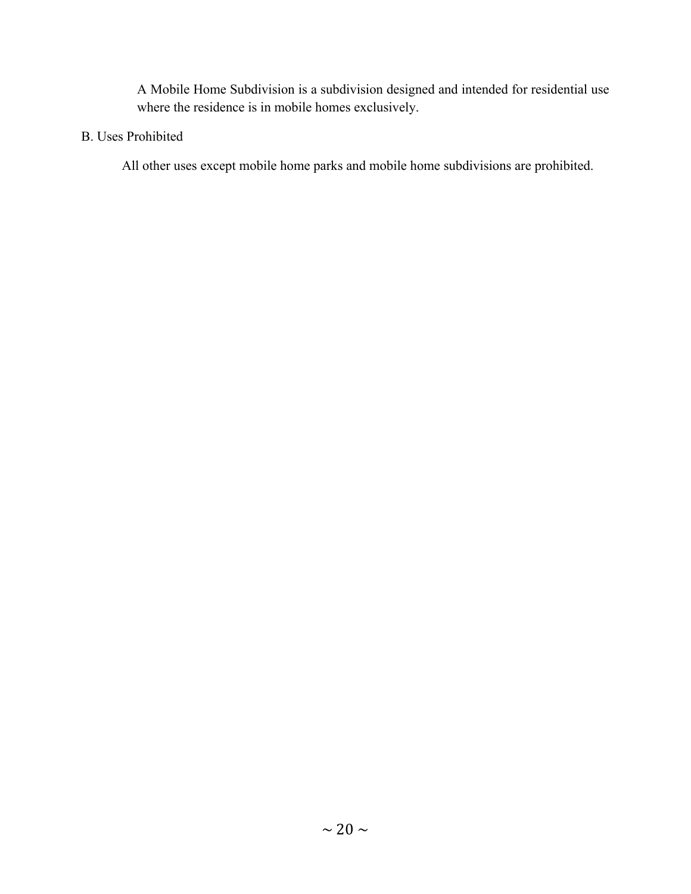A Mobile Home Subdivision is a subdivision designed and intended for residential use where the residence is in mobile homes exclusively.

B. Uses Prohibited

All other uses except mobile home parks and mobile home subdivisions are prohibited.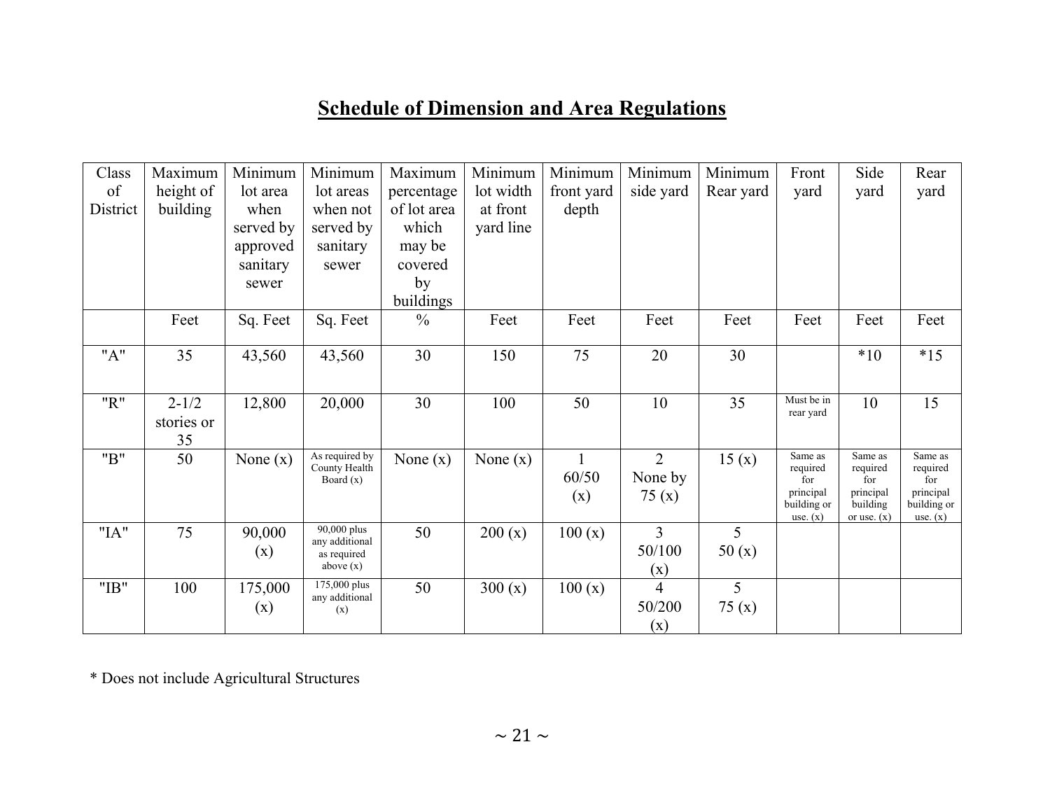## Schedule of Dimension and Area Regulations

| Class of District | Maximum height of building | Minimum lot area when served by approved sanitary sewer | Minimum lot areas when not served by sanitary sewer | Maximum percentage of lot area which may be covered by buildings | Minimum lot width at front yard line | Minimum front yard depth | Minimum side yard | Minimum Rear yard | Front yard | Side yard | Rear yard |
|---|---|---|---|---|---|---|---|---|---|---|---|
| | Feet | Sq. Feet | Sq. Feet | % | Feet | Feet | Feet | Feet | Feet | Feet | Feet |
| "A" | 35 | 43,560 | 43,560 | 30 | 150 | 75 | 20 | 30 | | *10 | *15 |
| "R" | 2-1/2 stories or 35 | 12,800 | 20,000 | 30 | 100 | 50 | 10 | 35 | Must be in rear yard | 10 | 15 |
| "B" | 50 | None (x) | As required by County Health Board (x) | None (x) | None (x) | 1 60/50 (x) | 2 None by 75 (x) | 15 (x) | Same as required for principal building or use. (x) | Same as required for principal building or use. (x) | Same as required for principal building or use. (x) |
| "IA" | 75 | 90,000 (x) | 90,000 plus any additional as required above (x) | 50 | 200 (x) | 100 (x) | 3 50/100 (x) | 5 50 (x) | | | |
| "IB" | 100 | 175,000 (x) | 175,000 plus any additional (x) | 50 | 300 (x) | 100 (x) | 4 50/200 (x) | 5 75 (x) | | | |

* Does not include Agricultural Structures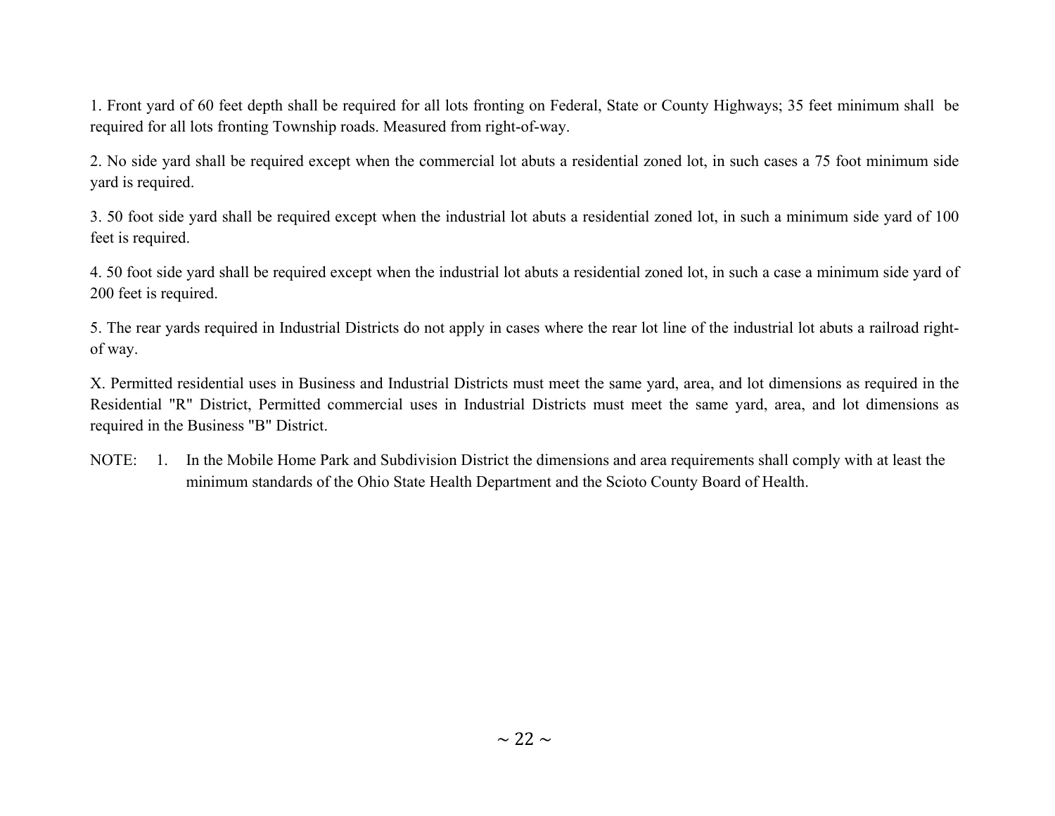1. Front yard of 60 feet depth shall be required for all lots fronting on Federal, State or County Highways; 35 feet minimum shall be required for all lots fronting Township roads. Measured from right-of-way.

2. No side yard shall be required except when the commercial lot abuts a residential zoned lot, in such cases a 75 foot minimum side yard is required.

3. 50 foot side yard shall be required except when the industrial lot abuts a residential zoned lot, in such a minimum side yard of 100 feet is required.

4. 50 foot side yard shall be required except when the industrial lot abuts a residential zoned lot, in such a case a minimum side yard of 200 feet is required.

5. The rear yards required in Industrial Districts do not apply in cases where the rear lot line of the industrial lot abuts a railroad right-of way.

X. Permitted residential uses in Business and Industrial Districts must meet the same yard, area, and lot dimensions as required in the Residential "R" District, Permitted commercial uses in Industrial Districts must meet the same yard, area, and lot dimensions as required in the Business "B" District.

NOTE: 1. In the Mobile Home Park and Subdivision District the dimensions and area requirements shall comply with at least the minimum standards of the Ohio State Health Department and the Scioto County Board of Health.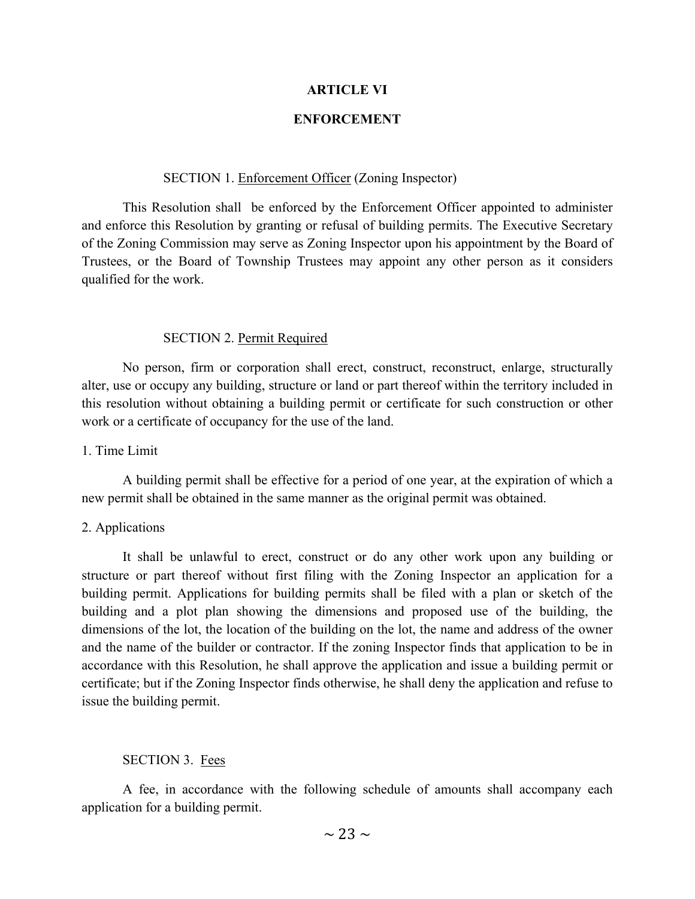# ARTICLE VI

# ENFORCEMENT

### SECTION 1. Enforcement Officer (Zoning Inspector)

This Resolution shall be enforced by the Enforcement Officer appointed to administer and enforce this Resolution by granting or refusal of building permits. The Executive Secretary of the Zoning Commission may serve as Zoning Inspector upon his appointment by the Board of Trustees, or the Board of Township Trustees may appoint any other person as it considers qualified for the work.

### SECTION 2. Permit Required

No person, firm or corporation shall erect, construct, reconstruct, enlarge, structurally alter, use or occupy any building, structure or land or part thereof within the territory included in this resolution without obtaining a building permit or certificate for such construction or other work or a certificate of occupancy for the use of the land.

1. Time Limit

A building permit shall be effective for a period of one year, at the expiration of which a new permit shall be obtained in the same manner as the original permit was obtained.

2. Applications

It shall be unlawful to erect, construct or do any other work upon any building or structure or part thereof without first filing with the Zoning Inspector an application for a building permit. Applications for building permits shall be filed with a plan or sketch of the building and a plot plan showing the dimensions and proposed use of the building, the dimensions of the lot, the location of the building on the lot, the name and address of the owner and the name of the builder or contractor. If the zoning Inspector finds that application to be in accordance with this Resolution, he shall approve the application and issue a building permit or certificate; but if the Zoning Inspector finds otherwise, he shall deny the application and refuse to issue the building permit.

### SECTION 3. Fees

A fee, in accordance with the following schedule of amounts shall accompany each application for a building permit.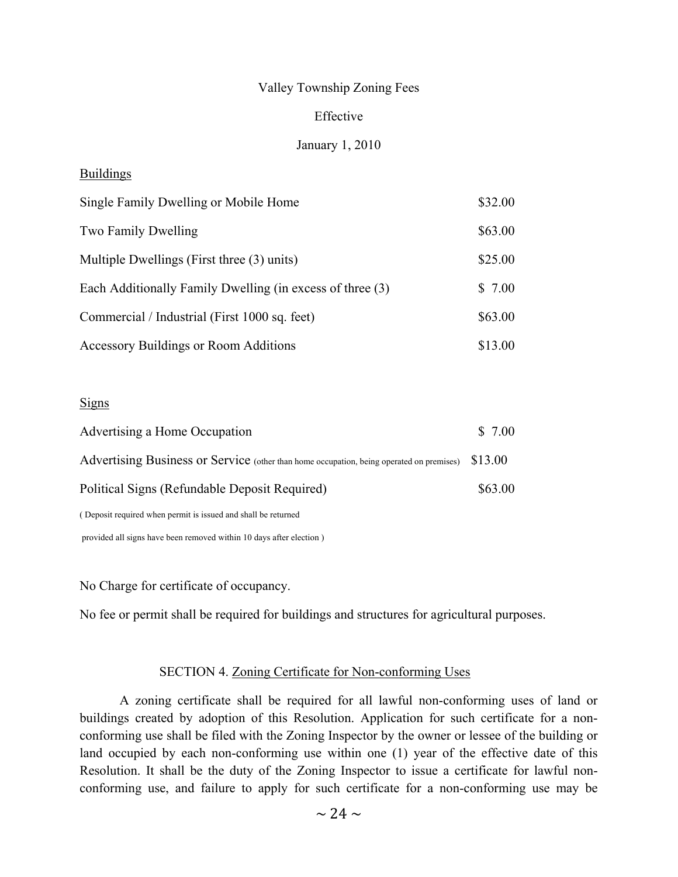Valley Township Zoning Fees

Effective

January 1, 2010

Buildings

| | |
|---|---|
| Single Family Dwelling or Mobile Home | $32.00 |
| Two Family Dwelling | $63.00 |
| Multiple Dwellings (First three (3) units) | $25.00 |
| Each Additionally Family Dwelling (in excess of three (3) | $ 7.00 |
| Commercial / Industrial (First 1000 sq. feet) | $63.00 |
| Accessory Buildings or Room Additions | $13.00 |

Signs

| | |
|---|---|
| Advertising a Home Occupation | $ 7.00 |
| Advertising Business or Service (other than home occupation, being operated on premises) | $13.00 |
| Political Signs (Refundable Deposit Required) | $63.00 |

( Deposit required when permit is issued and shall be returned provided all signs have been removed within 10 days after election )

No Charge for certificate of occupancy.

No fee or permit shall be required for buildings and structures for agricultural purposes.

SECTION 4. Zoning Certificate for Non-conforming Uses

A zoning certificate shall be required for all lawful non-conforming uses of land or buildings created by adoption of this Resolution. Application for such certificate for a non-conforming use shall be filed with the Zoning Inspector by the owner or lessee of the building or land occupied by each non-conforming use within one (1) year of the effective date of this Resolution. It shall be the duty of the Zoning Inspector to issue a certificate for lawful non-conforming use, and failure to apply for such certificate for a non-conforming use may be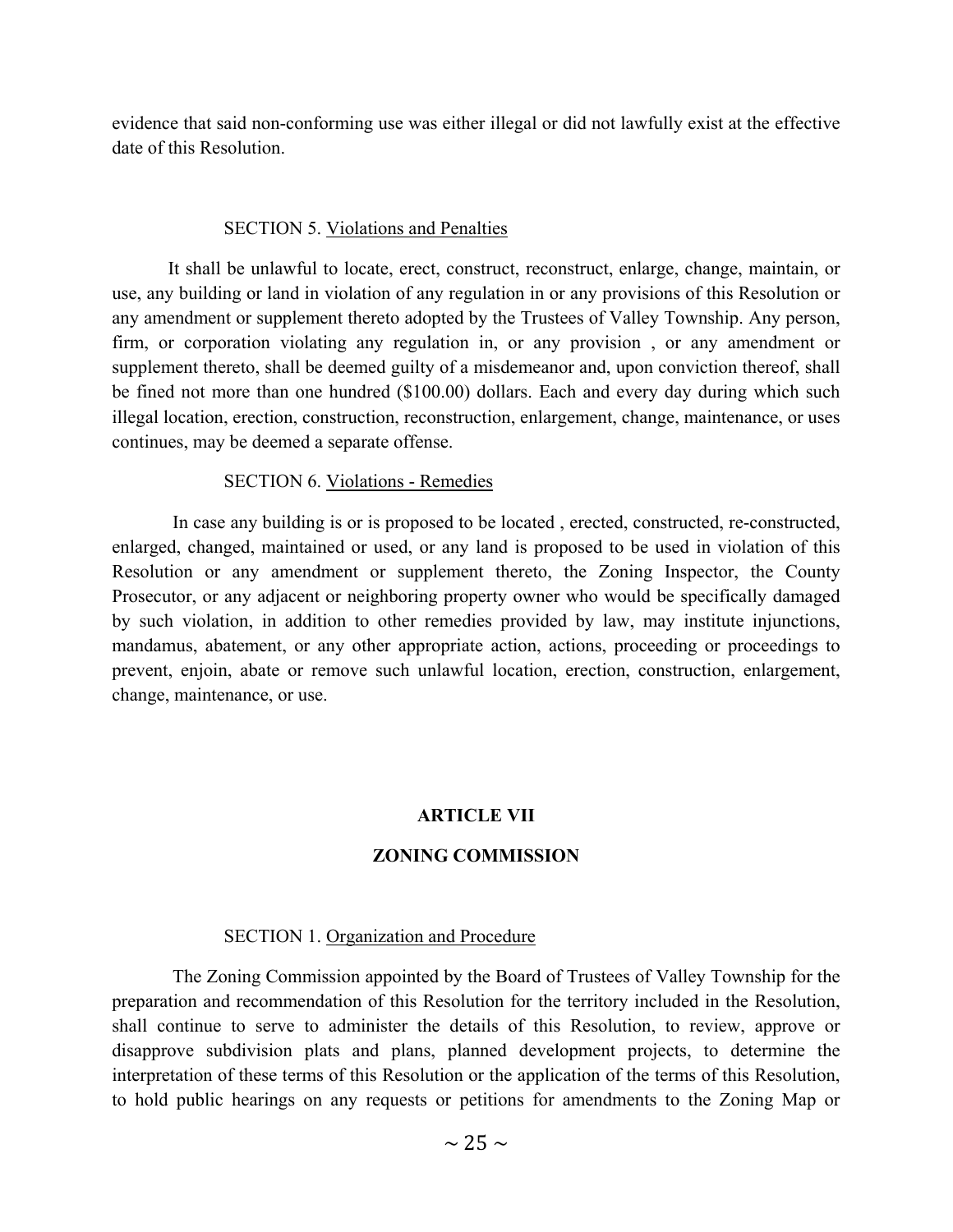evidence that said non-conforming use was either illegal or did not lawfully exist at the effective date of this Resolution.

SECTION 5. Violations and Penalties

It shall be unlawful to locate, erect, construct, reconstruct, enlarge, change, maintain, or use, any building or land in violation of any regulation in or any provisions of this Resolution or any amendment or supplement thereto adopted by the Trustees of Valley Township. Any person, firm, or corporation violating any regulation in, or any provision , or any amendment or supplement thereto, shall be deemed guilty of a misdemeanor and, upon conviction thereof, shall be fined not more than one hundred ($100.00) dollars. Each and every day during which such illegal location, erection, construction, reconstruction, enlargement, change, maintenance, or uses continues, may be deemed a separate offense.

SECTION 6. Violations - Remedies

In case any building is or is proposed to be located , erected, constructed, re-constructed, enlarged, changed, maintained or used, or any land is proposed to be used in violation of this Resolution or any amendment or supplement thereto, the Zoning Inspector, the County Prosecutor, or any adjacent or neighboring property owner who would be specifically damaged by such violation, in addition to other remedies provided by law, may institute injunctions, mandamus, abatement, or any other appropriate action, actions, proceeding or proceedings to prevent, enjoin, abate or remove such unlawful location, erection, construction, enlargement, change, maintenance, or use.

## ARTICLE VII

## ZONING COMMISSION

SECTION 1. Organization and Procedure

The Zoning Commission appointed by the Board of Trustees of Valley Township for the preparation and recommendation of this Resolution for the territory included in the Resolution, shall continue to serve to administer the details of this Resolution, to review, approve or disapprove subdivision plats and plans, planned development projects, to determine the interpretation of these terms of this Resolution or the application of the terms of this Resolution, to hold public hearings on any requests or petitions for amendments to the Zoning Map or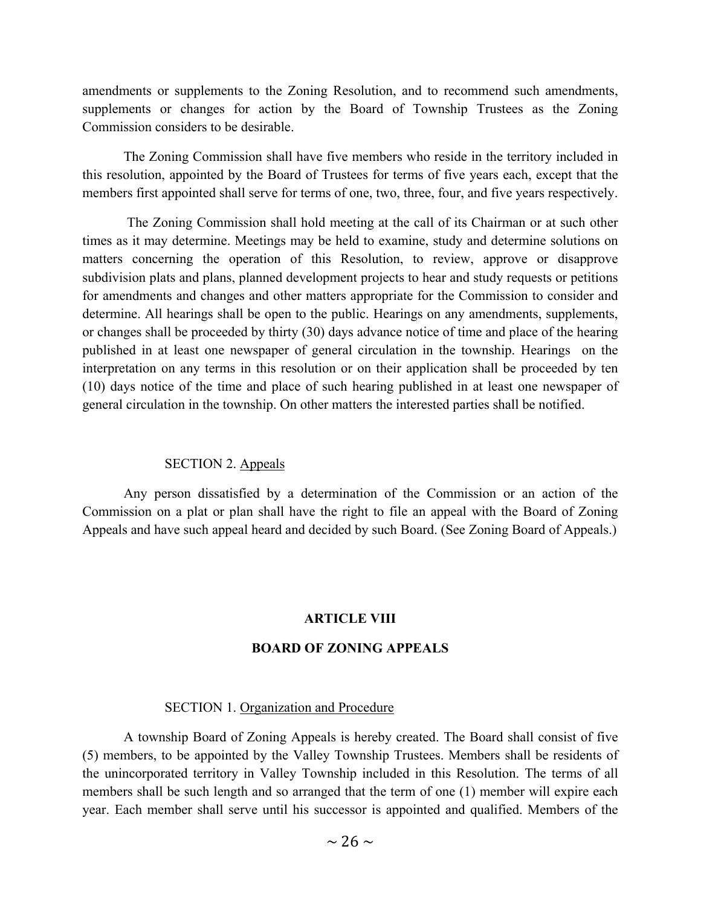amendments or supplements to the Zoning Resolution, and to recommend such amendments, supplements or changes for action by the Board of Township Trustees as the Zoning Commission considers to be desirable.

The Zoning Commission shall have five members who reside in the territory included in this resolution, appointed by the Board of Trustees for terms of five years each, except that the members first appointed shall serve for terms of one, two, three, four, and five years respectively.

The Zoning Commission shall hold meeting at the call of its Chairman or at such other times as it may determine. Meetings may be held to examine, study and determine solutions on matters concerning the operation of this Resolution, to review, approve or disapprove subdivision plats and plans, planned development projects to hear and study requests or petitions for amendments and changes and other matters appropriate for the Commission to consider and determine. All hearings shall be open to the public. Hearings on any amendments, supplements, or changes shall be proceeded by thirty (30) days advance notice of time and place of the hearing published in at least one newspaper of general circulation in the township. Hearings on the interpretation on any terms in this resolution or on their application shall be proceeded by ten (10) days notice of the time and place of such hearing published in at least one newspaper of general circulation in the township. On other matters the interested parties shall be notified.

SECTION 2. Appeals

Any person dissatisfied by a determination of the Commission or an action of the Commission on a plat or plan shall have the right to file an appeal with the Board of Zoning Appeals and have such appeal heard and decided by such Board. (See Zoning Board of Appeals.)

## ARTICLE VIII

## BOARD OF ZONING APPEALS

SECTION 1. Organization and Procedure

A township Board of Zoning Appeals is hereby created. The Board shall consist of five (5) members, to be appointed by the Valley Township Trustees. Members shall be residents of the unincorporated territory in Valley Township included in this Resolution. The terms of all members shall be such length and so arranged that the term of one (1) member will expire each year. Each member shall serve until his successor is appointed and qualified. Members of the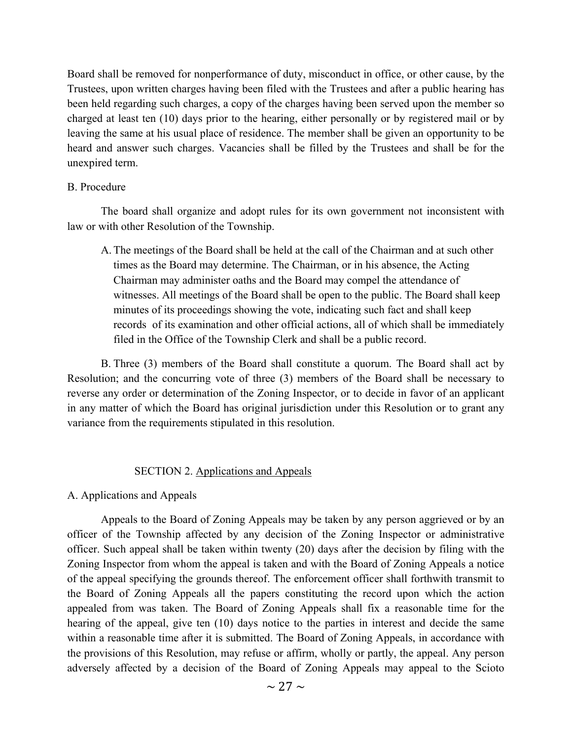Board shall be removed for nonperformance of duty, misconduct in office, or other cause, by the Trustees, upon written charges having been filed with the Trustees and after a public hearing has been held regarding such charges, a copy of the charges having been served upon the member so charged at least ten (10) days prior to the hearing, either personally or by registered mail or by leaving the same at his usual place of residence. The member shall be given an opportunity to be heard and answer such charges. Vacancies shall be filled by the Trustees and shall be for the unexpired term.

B. Procedure

The board shall organize and adopt rules for its own government not inconsistent with law or with other Resolution of the Township.

A. The meetings of the Board shall be held at the call of the Chairman and at such other times as the Board may determine. The Chairman, or in his absence, the Acting Chairman may administer oaths and the Board may compel the attendance of witnesses. All meetings of the Board shall be open to the public. The Board shall keep minutes of its proceedings showing the vote, indicating such fact and shall keep records of its examination and other official actions, all of which shall be immediately filed in the Office of the Township Clerk and shall be a public record.

B. Three (3) members of the Board shall constitute a quorum. The Board shall act by Resolution; and the concurring vote of three (3) members of the Board shall be necessary to reverse any order or determination of the Zoning Inspector, or to decide in favor of an applicant in any matter of which the Board has original jurisdiction under this Resolution or to grant any variance from the requirements stipulated in this resolution.

## SECTION 2. Applications and Appeals

A. Applications and Appeals

Appeals to the Board of Zoning Appeals may be taken by any person aggrieved or by an officer of the Township affected by any decision of the Zoning Inspector or administrative officer. Such appeal shall be taken within twenty (20) days after the decision by filing with the Zoning Inspector from whom the appeal is taken and with the Board of Zoning Appeals a notice of the appeal specifying the grounds thereof. The enforcement officer shall forthwith transmit to the Board of Zoning Appeals all the papers constituting the record upon which the action appealed from was taken. The Board of Zoning Appeals shall fix a reasonable time for the hearing of the appeal, give ten (10) days notice to the parties in interest and decide the same within a reasonable time after it is submitted. The Board of Zoning Appeals, in accordance with the provisions of this Resolution, may refuse or affirm, wholly or partly, the appeal. Any person adversely affected by a decision of the Board of Zoning Appeals may appeal to the Scioto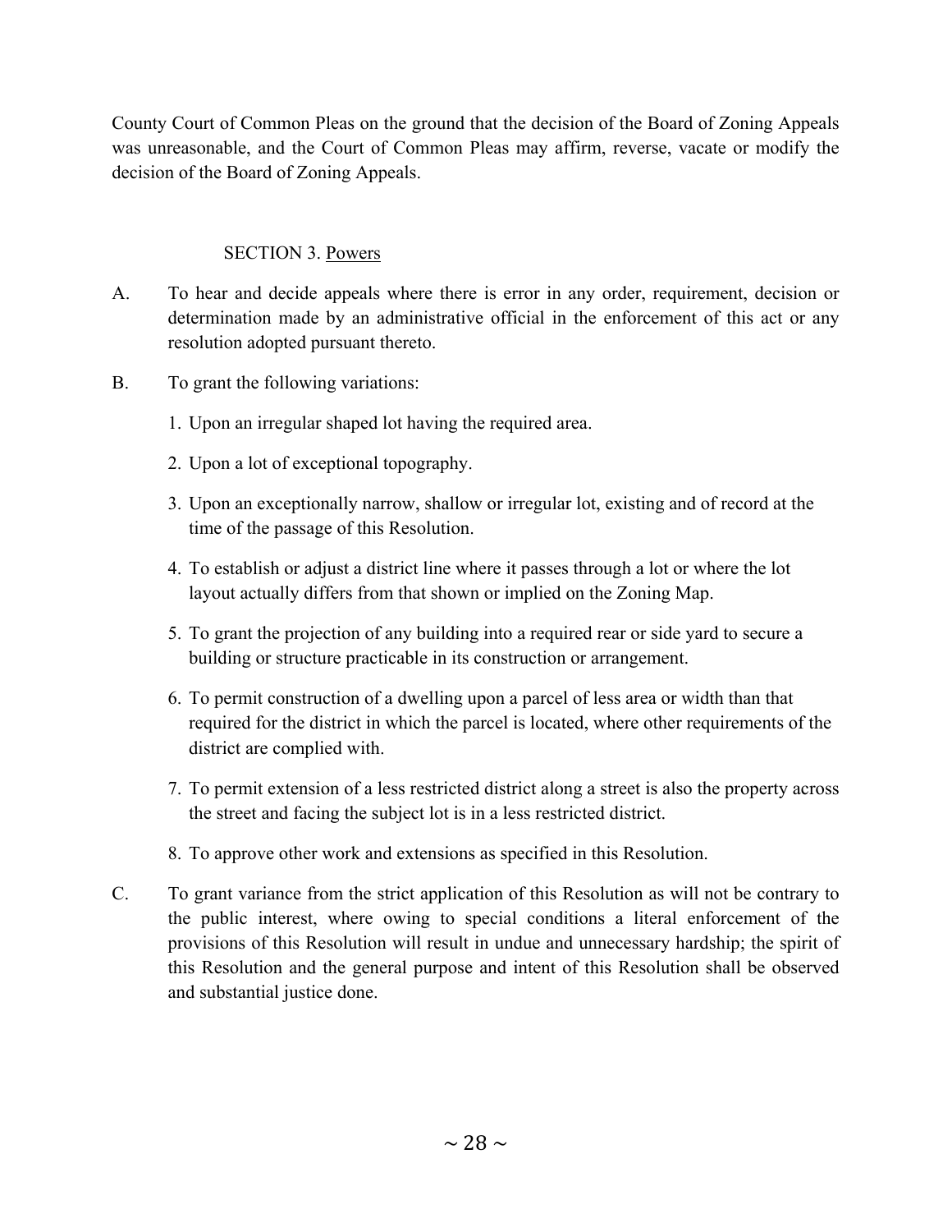County Court of Common Pleas on the ground that the decision of the Board of Zoning Appeals was unreasonable, and the Court of Common Pleas may affirm, reverse, vacate or modify the decision of the Board of Zoning Appeals.

### SECTION 3. Powers

A. To hear and decide appeals where there is error in any order, requirement, decision or determination made by an administrative official in the enforcement of this act or any resolution adopted pursuant thereto.

B. To grant the following variations:

1. Upon an irregular shaped lot having the required area.
2. Upon a lot of exceptional topography.
3. Upon an exceptionally narrow, shallow or irregular lot, existing and of record at the time of the passage of this Resolution.
4. To establish or adjust a district line where it passes through a lot or where the lot layout actually differs from that shown or implied on the Zoning Map.
5. To grant the projection of any building into a required rear or side yard to secure a building or structure practicable in its construction or arrangement.
6. To permit construction of a dwelling upon a parcel of less area or width than that required for the district in which the parcel is located, where other requirements of the district are complied with.
7. To permit extension of a less restricted district along a street is also the property across the street and facing the subject lot is in a less restricted district.
8. To approve other work and extensions as specified in this Resolution.

C. To grant variance from the strict application of this Resolution as will not be contrary to the public interest, where owing to special conditions a literal enforcement of the provisions of this Resolution will result in undue and unnecessary hardship; the spirit of this Resolution and the general purpose and intent of this Resolution shall be observed and substantial justice done.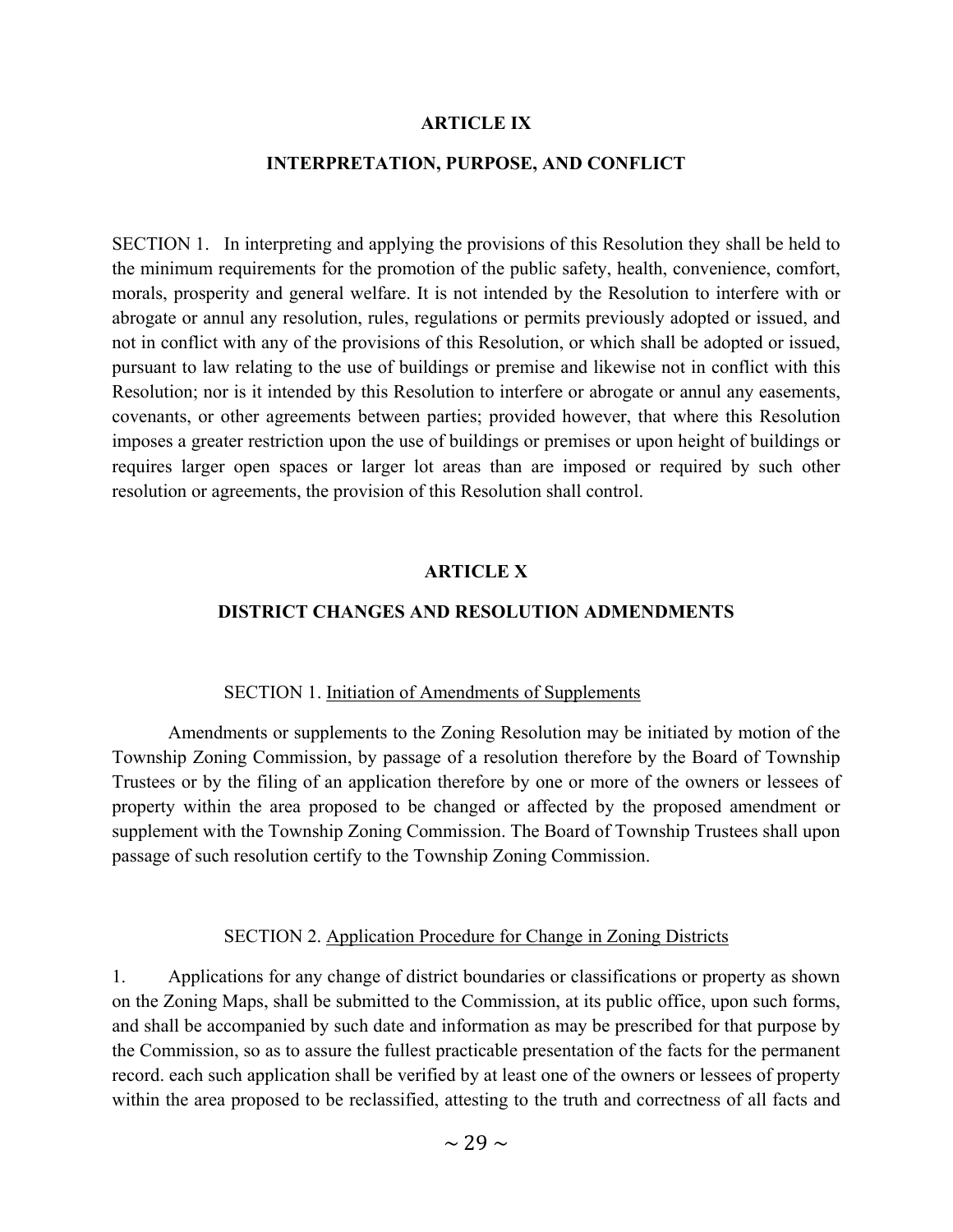# ARTICLE IX

## INTERPRETATION, PURPOSE, AND CONFLICT

SECTION 1. In interpreting and applying the provisions of this Resolution they shall be held to the minimum requirements for the promotion of the public safety, health, convenience, comfort, morals, prosperity and general welfare. It is not intended by the Resolution to interfere with or abrogate or annul any resolution, rules, regulations or permits previously adopted or issued, and not in conflict with any of the provisions of this Resolution, or which shall be adopted or issued, pursuant to law relating to the use of buildings or premise and likewise not in conflict with this Resolution; nor is it intended by this Resolution to interfere or abrogate or annul any easements, covenants, or other agreements between parties; provided however, that where this Resolution imposes a greater restriction upon the use of buildings or premises or upon height of buildings or requires larger open spaces or larger lot areas than are imposed or required by such other resolution or agreements, the provision of this Resolution shall control.

# ARTICLE X

## DISTRICT CHANGES AND RESOLUTION ADMENDMENTS

SECTION 1. Initiation of Amendments of Supplements

Amendments or supplements to the Zoning Resolution may be initiated by motion of the Township Zoning Commission, by passage of a resolution therefore by the Board of Township Trustees or by the filing of an application therefore by one or more of the owners or lessees of property within the area proposed to be changed or affected by the proposed amendment or supplement with the Township Zoning Commission. The Board of Township Trustees shall upon passage of such resolution certify to the Township Zoning Commission.

SECTION 2. Application Procedure for Change in Zoning Districts

1. Applications for any change of district boundaries or classifications or property as shown on the Zoning Maps, shall be submitted to the Commission, at its public office, upon such forms, and shall be accompanied by such date and information as may be prescribed for that purpose by the Commission, so as to assure the fullest practicable presentation of the facts for the permanent record. each such application shall be verified by at least one of the owners or lessees of property within the area proposed to be reclassified, attesting to the truth and correctness of all facts and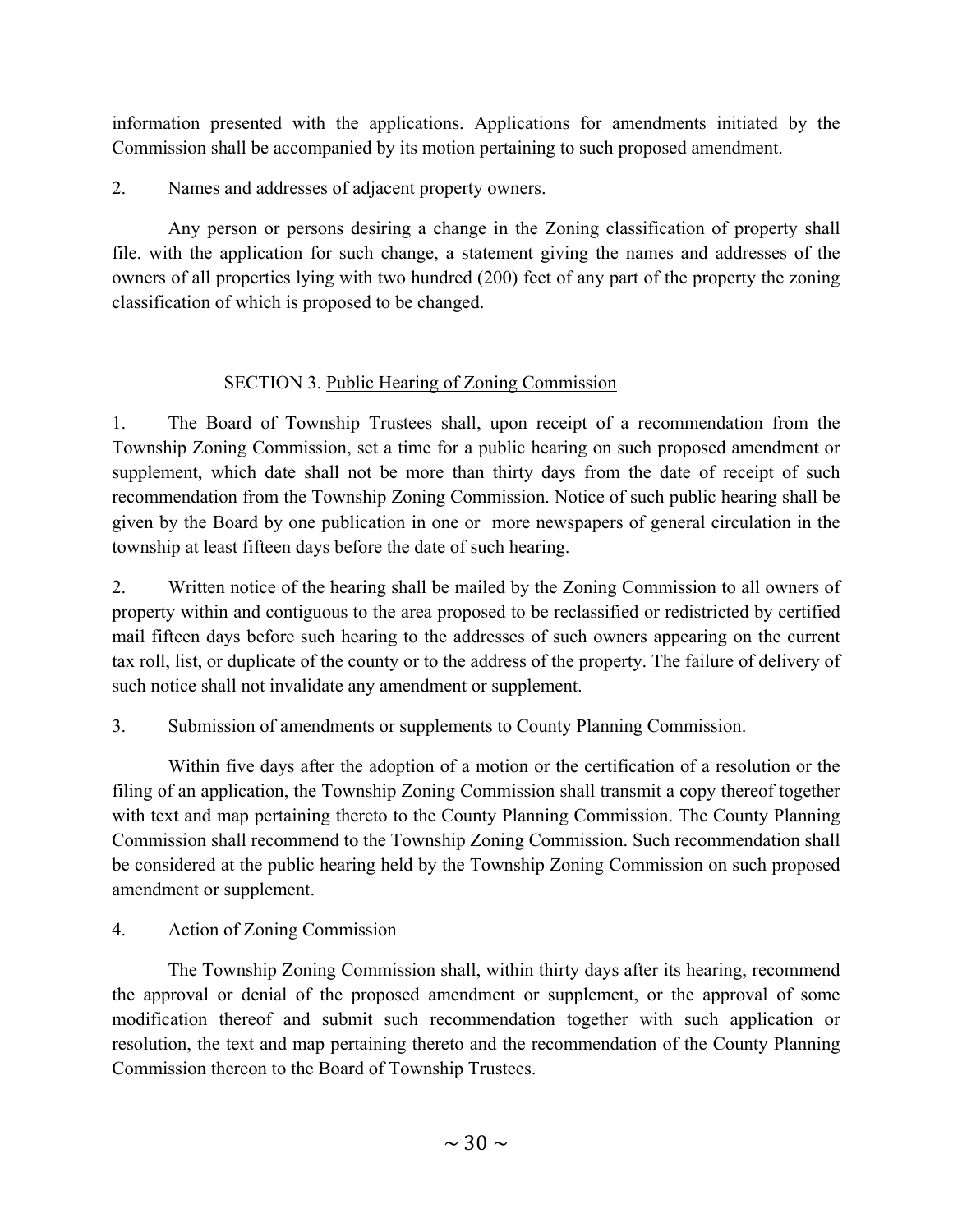information presented with the applications. Applications for amendments initiated by the Commission shall be accompanied by its motion pertaining to such proposed amendment.

2. Names and addresses of adjacent property owners.

Any person or persons desiring a change in the Zoning classification of property shall file. with the application for such change, a statement giving the names and addresses of the owners of all properties lying with two hundred (200) feet of any part of the property the zoning classification of which is proposed to be changed.

## SECTION 3. Public Hearing of Zoning Commission

1. The Board of Township Trustees shall, upon receipt of a recommendation from the Township Zoning Commission, set a time for a public hearing on such proposed amendment or supplement, which date shall not be more than thirty days from the date of receipt of such recommendation from the Township Zoning Commission. Notice of such public hearing shall be given by the Board by one publication in one or more newspapers of general circulation in the township at least fifteen days before the date of such hearing.

2. Written notice of the hearing shall be mailed by the Zoning Commission to all owners of property within and contiguous to the area proposed to be reclassified or redistricted by certified mail fifteen days before such hearing to the addresses of such owners appearing on the current tax roll, list, or duplicate of the county or to the address of the property. The failure of delivery of such notice shall not invalidate any amendment or supplement.

3. Submission of amendments or supplements to County Planning Commission.

Within five days after the adoption of a motion or the certification of a resolution or the filing of an application, the Township Zoning Commission shall transmit a copy thereof together with text and map pertaining thereto to the County Planning Commission. The County Planning Commission shall recommend to the Township Zoning Commission. Such recommendation shall be considered at the public hearing held by the Township Zoning Commission on such proposed amendment or supplement.

4. Action of Zoning Commission

The Township Zoning Commission shall, within thirty days after its hearing, recommend the approval or denial of the proposed amendment or supplement, or the approval of some modification thereof and submit such recommendation together with such application or resolution, the text and map pertaining thereto and the recommendation of the County Planning Commission thereon to the Board of Township Trustees.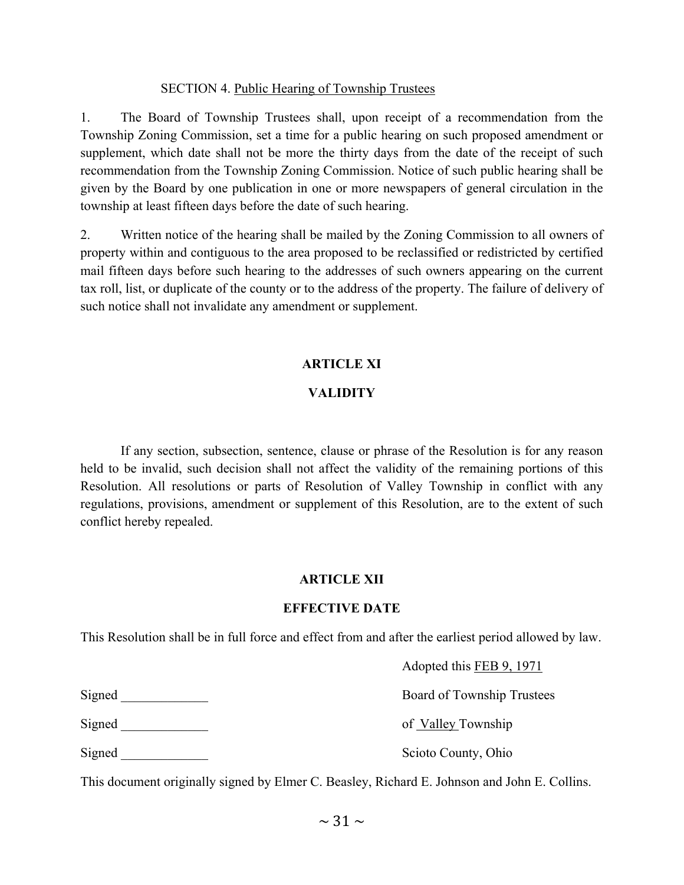SECTION 4. Public Hearing of Township Trustees

1. The Board of Township Trustees shall, upon receipt of a recommendation from the Township Zoning Commission, set a time for a public hearing on such proposed amendment or supplement, which date shall not be more the thirty days from the date of the receipt of such recommendation from the Township Zoning Commission. Notice of such public hearing shall be given by the Board by one publication in one or more newspapers of general circulation in the township at least fifteen days before the date of such hearing.

2. Written notice of the hearing shall be mailed by the Zoning Commission to all owners of property within and contiguous to the area proposed to be reclassified or redistricted by certified mail fifteen days before such hearing to the addresses of such owners appearing on the current tax roll, list, or duplicate of the county or to the address of the property. The failure of delivery of such notice shall not invalidate any amendment or supplement.

## ARTICLE XI

## VALIDITY

If any section, subsection, sentence, clause or phrase of the Resolution is for any reason held to be invalid, such decision shall not affect the validity of the remaining portions of this Resolution. All resolutions or parts of Resolution of Valley Township in conflict with any regulations, provisions, amendment or supplement of this Resolution, are to the extent of such conflict hereby repealed.

## ARTICLE XII

## EFFECTIVE DATE

This Resolution shall be in full force and effect from and after the earliest period allowed by law.

Adopted this FEB 9, 1971

Signed _____________ Board of Township Trustees

Signed _____________ of Valley Township

Signed _____________ Scioto County, Ohio

This document originally signed by Elmer C. Beasley, Richard E. Johnson and John E. Collins.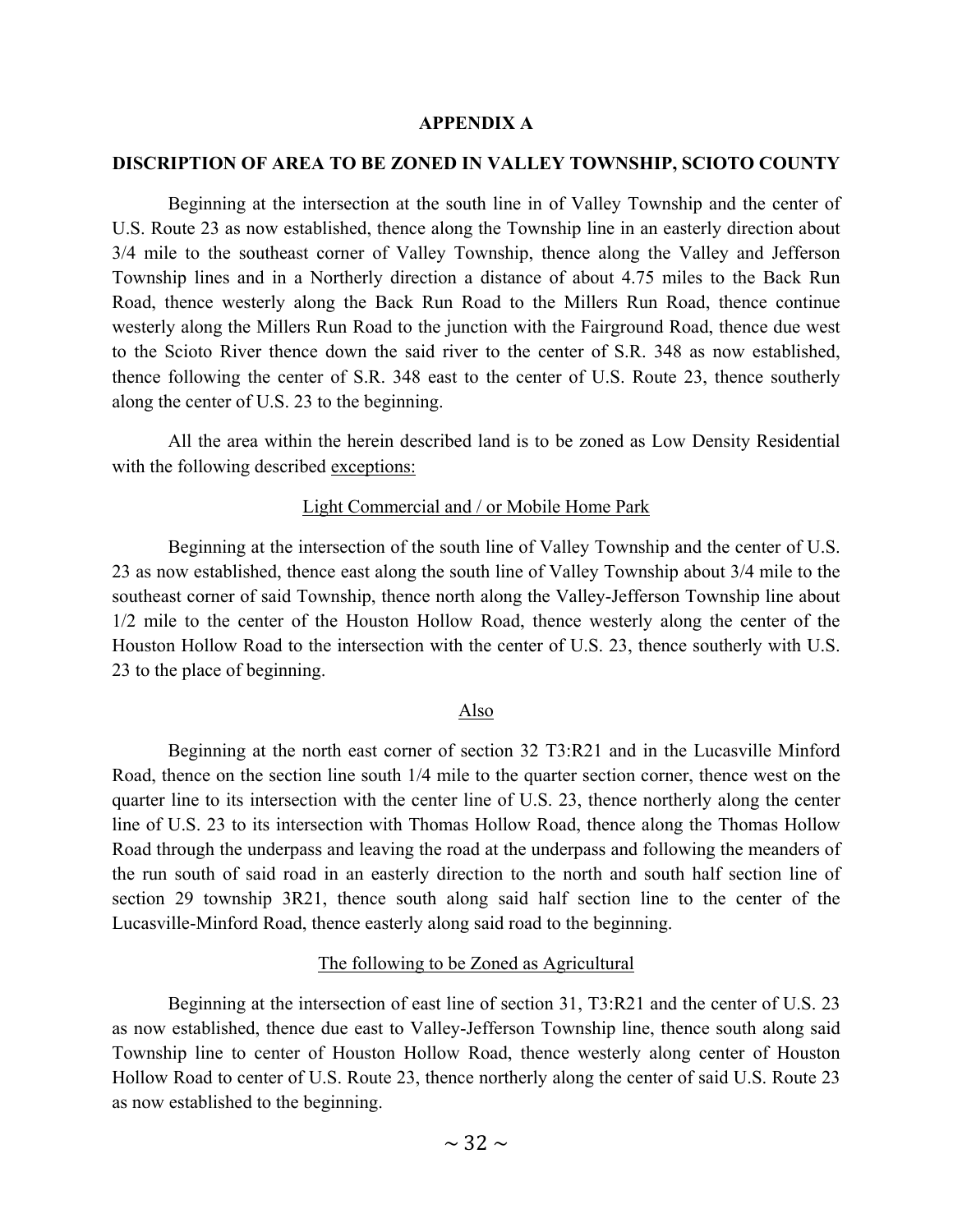## APPENDIX A

## DISCRIPTION OF AREA TO BE ZONED IN VALLEY TOWNSHIP, SCIOTO COUNTY

Beginning at the intersection at the south line in of Valley Township and the center of U.S. Route 23 as now established, thence along the Township line in an easterly direction about 3/4 mile to the southeast corner of Valley Township, thence along the Valley and Jefferson Township lines and in a Northerly direction a distance of about 4.75 miles to the Back Run Road, thence westerly along the Back Run Road to the Millers Run Road, thence continue westerly along the Millers Run Road to the junction with the Fairground Road, thence due west to the Scioto River thence down the said river to the center of S.R. 348 as now established, thence following the center of S.R. 348 east to the center of U.S. Route 23, thence southerly along the center of U.S. 23 to the beginning.

All the area within the herein described land is to be zoned as Low Density Residential with the following described exceptions:

Light Commercial and / or Mobile Home Park

Beginning at the intersection of the south line of Valley Township and the center of U.S. 23 as now established, thence east along the south line of Valley Township about 3/4 mile to the southeast corner of said Township, thence north along the Valley-Jefferson Township line about 1/2 mile to the center of the Houston Hollow Road, thence westerly along the center of the Houston Hollow Road to the intersection with the center of U.S. 23, thence southerly with U.S. 23 to the place of beginning.

Also

Beginning at the north east corner of section 32 T3:R21 and in the Lucasville Minford Road, thence on the section line south 1/4 mile to the quarter section corner, thence west on the quarter line to its intersection with the center line of U.S. 23, thence northerly along the center line of U.S. 23 to its intersection with Thomas Hollow Road, thence along the Thomas Hollow Road through the underpass and leaving the road at the underpass and following the meanders of the run south of said road in an easterly direction to the north and south half section line of section 29 township 3R21, thence south along said half section line to the center of the Lucasville-Minford Road, thence easterly along said road to the beginning.

The following to be Zoned as Agricultural

Beginning at the intersection of east line of section 31, T3:R21 and the center of U.S. 23 as now established, thence due east to Valley-Jefferson Township line, thence south along said Township line to center of Houston Hollow Road, thence westerly along center of Houston Hollow Road to center of U.S. Route 23, thence northerly along the center of said U.S. Route 23 as now established to the beginning.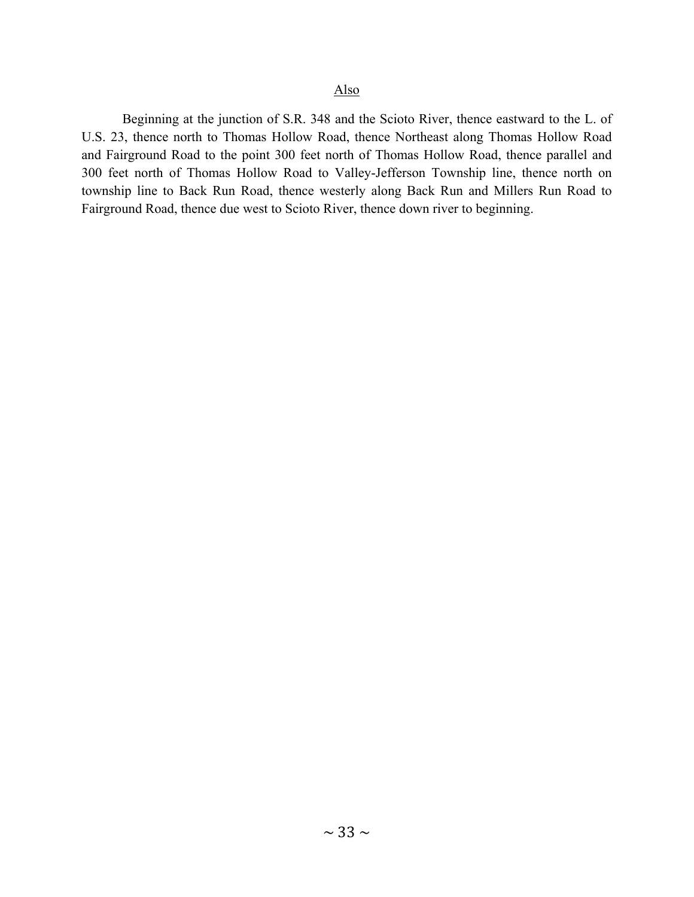<u>Also</u>

Beginning at the junction of S.R. 348 and the Scioto River, thence eastward to the L. of U.S. 23, thence north to Thomas Hollow Road, thence Northeast along Thomas Hollow Road and Fairground Road to the point 300 feet north of Thomas Hollow Road, thence parallel and 300 feet north of Thomas Hollow Road to Valley-Jefferson Township line, thence north on township line to Back Run Road, thence westerly along Back Run and Millers Run Road to Fairground Road, thence due west to Scioto River, thence down river to beginning.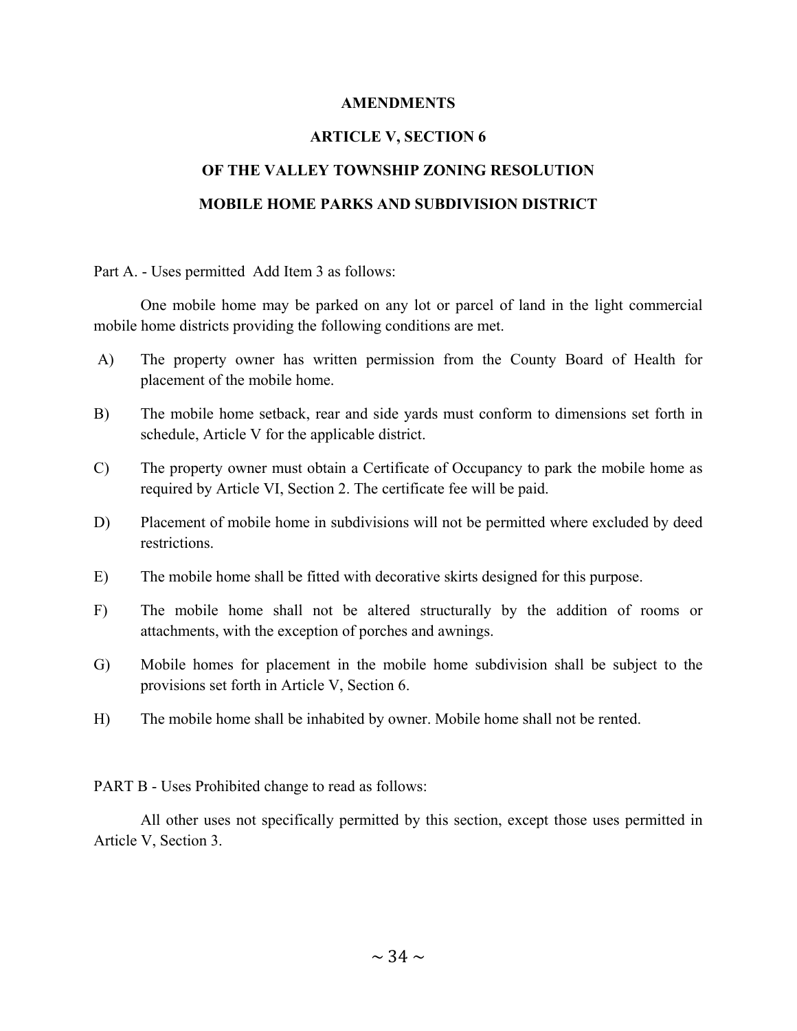# AMENDMENTS

## ARTICLE V, SECTION 6

## OF THE VALLEY TOWNSHIP ZONING RESOLUTION

## MOBILE HOME PARKS AND SUBDIVISION DISTRICT

Part A. - Uses permitted Add Item 3 as follows:

One mobile home may be parked on any lot or parcel of land in the light commercial mobile home districts providing the following conditions are met.

A) The property owner has written permission from the County Board of Health for placement of the mobile home.

B) The mobile home setback, rear and side yards must conform to dimensions set forth in schedule, Article V for the applicable district.

C) The property owner must obtain a Certificate of Occupancy to park the mobile home as required by Article VI, Section 2. The certificate fee will be paid.

D) Placement of mobile home in subdivisions will not be permitted where excluded by deed restrictions.

E) The mobile home shall be fitted with decorative skirts designed for this purpose.

F) The mobile home shall not be altered structurally by the addition of rooms or attachments, with the exception of porches and awnings.

G) Mobile homes for placement in the mobile home subdivision shall be subject to the provisions set forth in Article V, Section 6.

H) The mobile home shall be inhabited by owner. Mobile home shall not be rented.

PART B - Uses Prohibited change to read as follows:

All other uses not specifically permitted by this section, except those uses permitted in Article V, Section 3.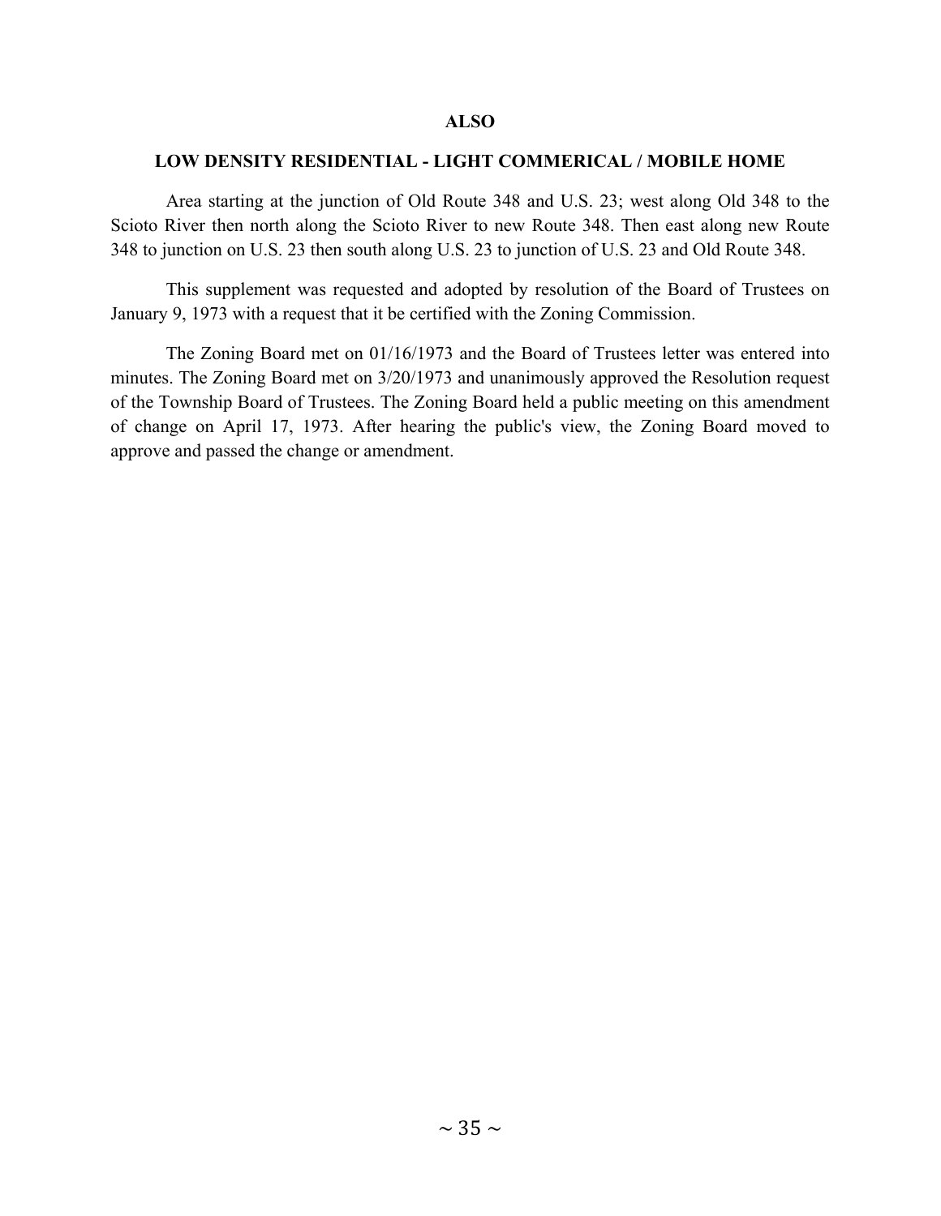**ALSO**

**LOW DENSITY RESIDENTIAL - LIGHT COMMERICAL / MOBILE HOME**

Area starting at the junction of Old Route 348 and U.S. 23; west along Old 348 to the Scioto River then north along the Scioto River to new Route 348. Then east along new Route 348 to junction on U.S. 23 then south along U.S. 23 to junction of U.S. 23 and Old Route 348.

This supplement was requested and adopted by resolution of the Board of Trustees on January 9, 1973 with a request that it be certified with the Zoning Commission.

The Zoning Board met on 01/16/1973 and the Board of Trustees letter was entered into minutes. The Zoning Board met on 3/20/1973 and unanimously approved the Resolution request of the Township Board of Trustees. The Zoning Board held a public meeting on this amendment of change on April 17, 1973. After hearing the public's view, the Zoning Board moved to approve and passed the change or amendment.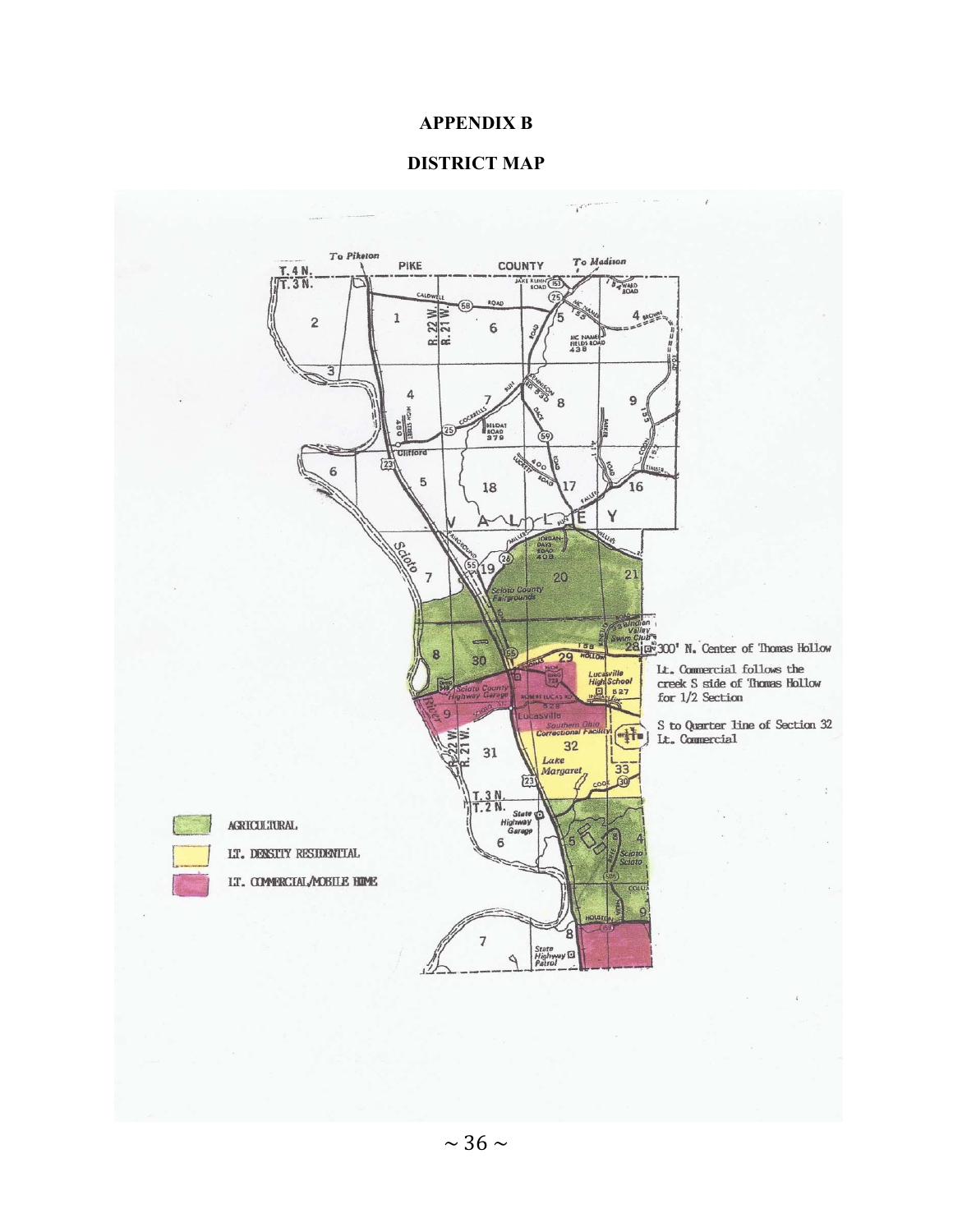# APPENDIX B

## DISTRICT MAP

300' N. Center of Thomas Hollow

Lt. Commercial follows the creek S side of Thomas Hollow for 1/2 Section

S to Quarter line of Section 32 Lt. Commercial

AGRICULTURAL

LT. DENSITY RESIDENTIAL

LT. COMMERCIAL/MOBILE HOME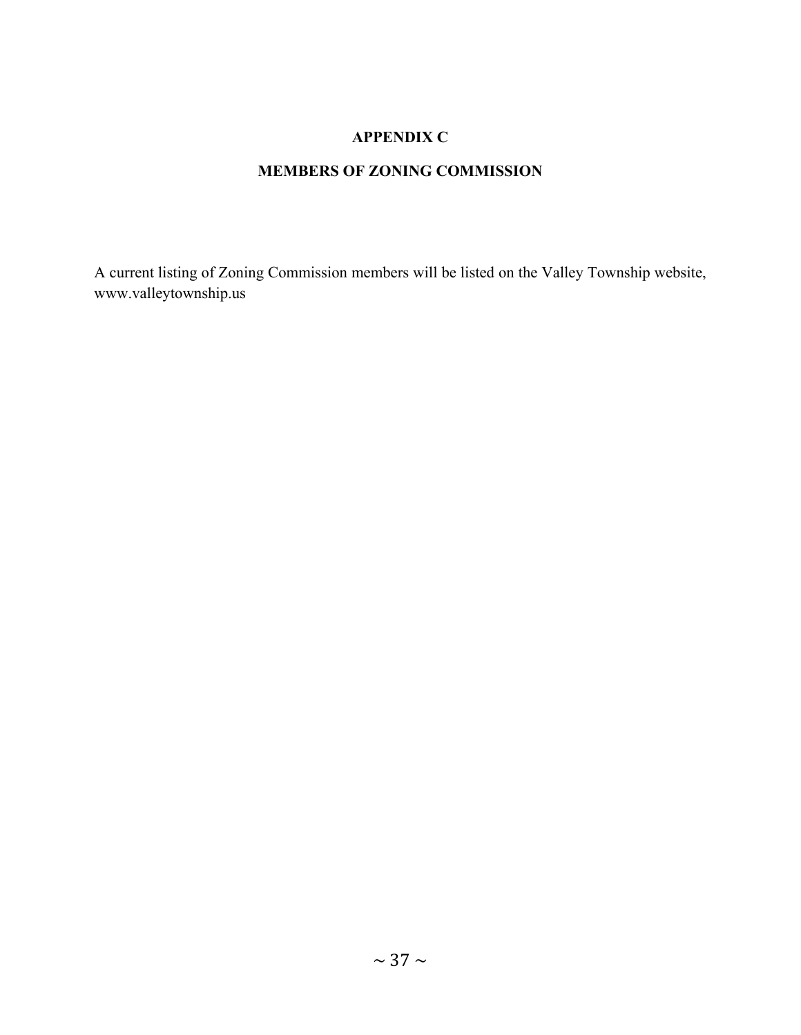# APPENDIX C

## MEMBERS OF ZONING COMMISSION

A current listing of Zoning Commission members will be listed on the Valley Township website, www.valleytownship.us